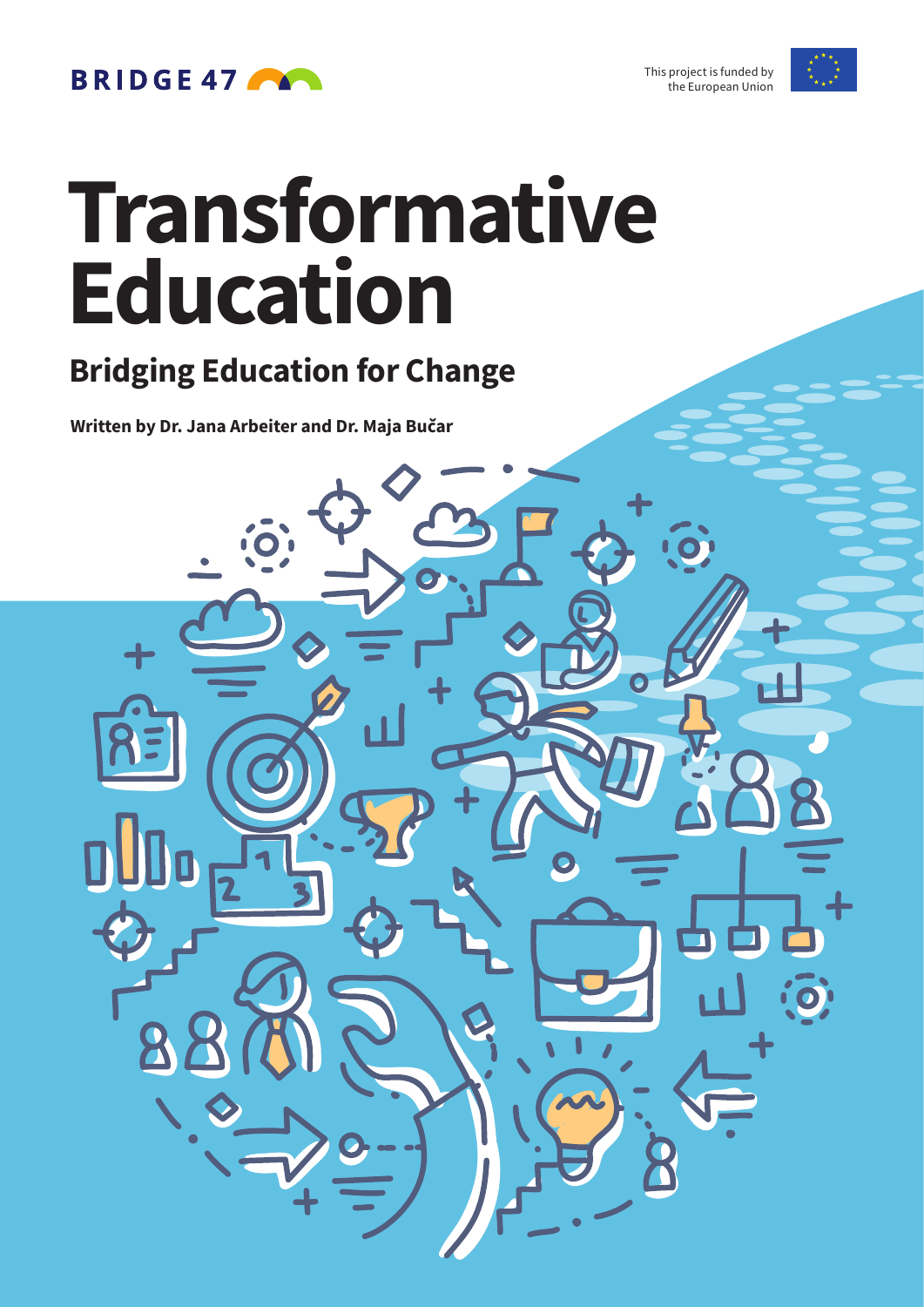BRIDGE 47

This project is funded by the European Union

# Transformative Education

## Bridging Education for Change

**Written by Dr. Jana Arbeiter and Dr. Maja Bučar**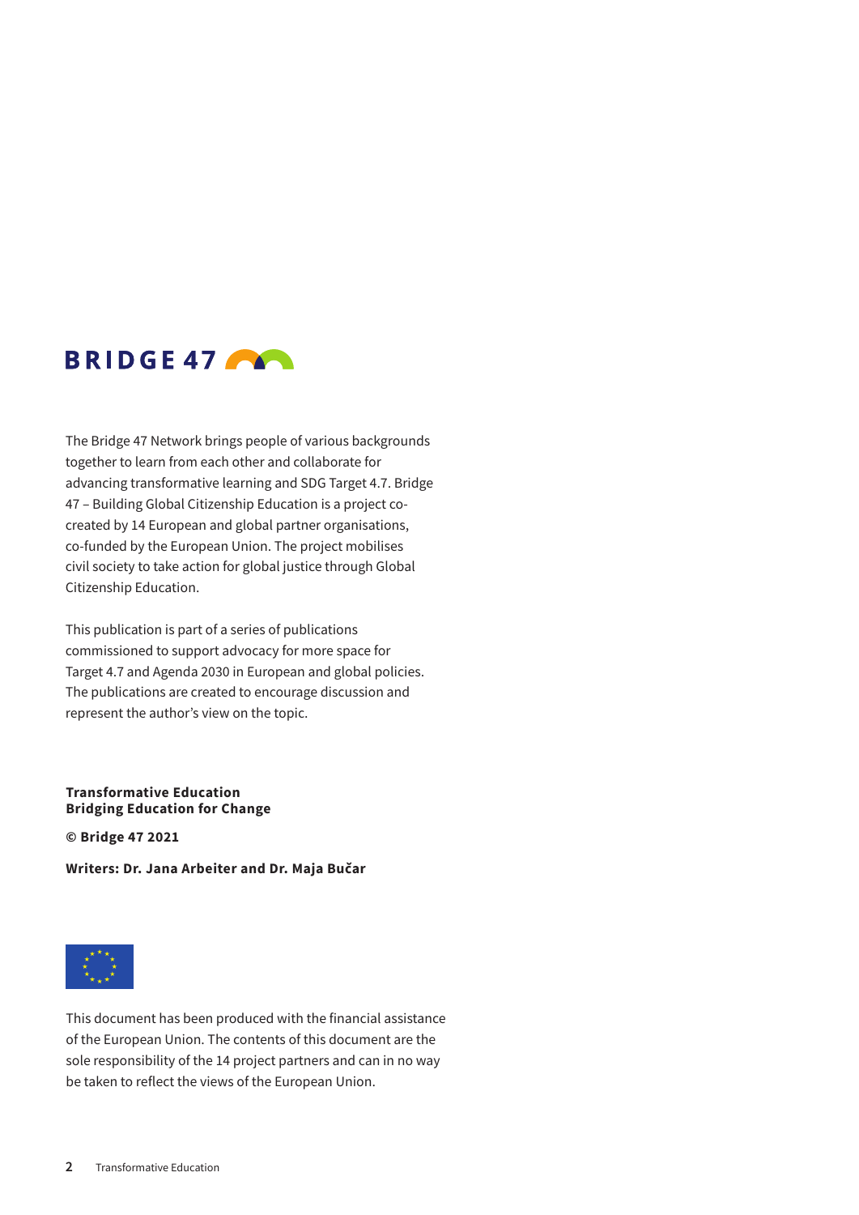BRIDGE 47

The Bridge 47 Network brings people of various backgrounds together to learn from each other and collaborate for advancing transformative learning and SDG Target 4.7. Bridge 47 – Building Global Citizenship Education is a project co-created by 14 European and global partner organisations, co-funded by the European Union. The project mobilises civil society to take action for global justice through Global Citizenship Education.

This publication is part of a series of publications commissioned to support advocacy for more space for Target 4.7 and Agenda 2030 in European and global policies. The publications are created to encourage discussion and represent the author's view on the topic.

**Transformative Education**
**Bridging Education for Change**

**© Bridge 47 2021**

**Writers: Dr. Jana Arbeiter and Dr. Maja Bučar**

This document has been produced with the financial assistance of the European Union. The contents of this document are the sole responsibility of the 14 project partners and can in no way be taken to reflect the views of the European Union.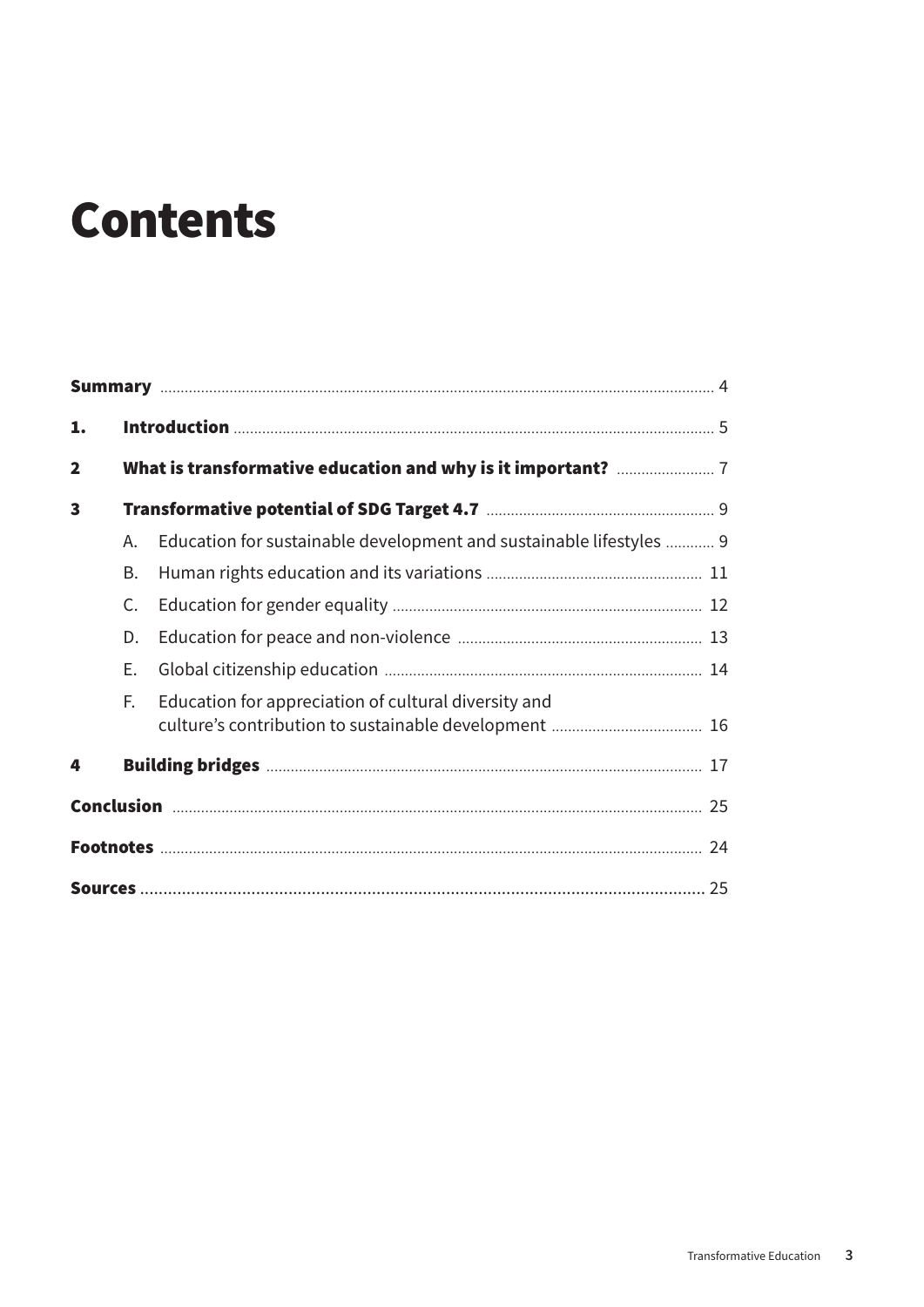# Contents

| | | | |
|---|---|---|---|
| **Summary** | | | 4 |
| **1.** | **Introduction** | | 5 |
| **2** | **What is transformative education and why is it important?** | | 7 |
| **3** | **Transformative potential of SDG Target 4.7** | | 9 |
| | A. | Education for sustainable development and sustainable lifestyles | 9 |
| | B. | Human rights education and its variations | 11 |
| | C. | Education for gender equality | 12 |
| | D. | Education for peace and non-violence | 13 |
| | E. | Global citizenship education | 14 |
| | F. | Education for appreciation of cultural diversity and culture's contribution to sustainable development | 16 |
| **4** | **Building bridges** | | 17 |
| **Conclusion** | | | 25 |
| **Footnotes** | | | 24 |
| **Sources** | | | 25 |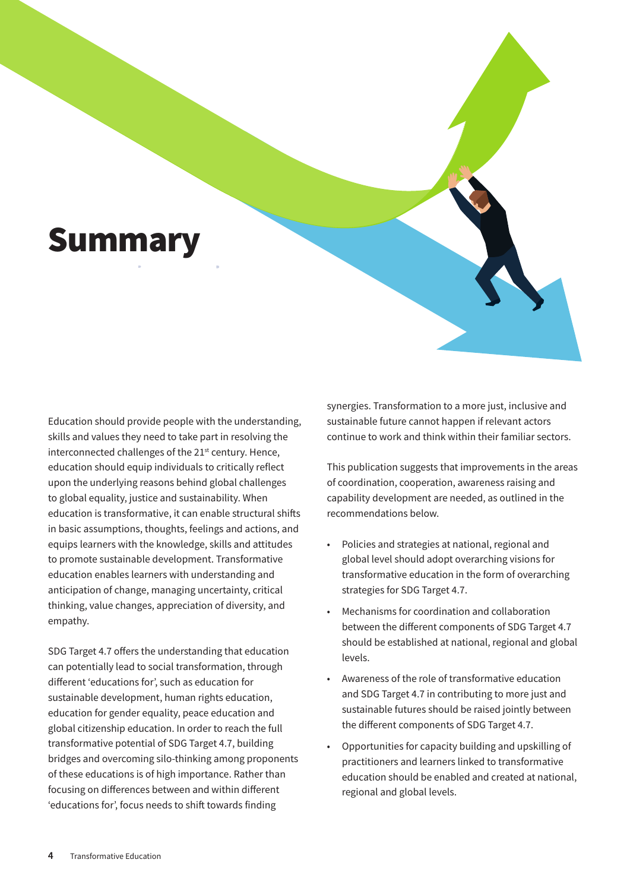# Summary

Education should provide people with the understanding, skills and values they need to take part in resolving the interconnected challenges of the 21st century. Hence, education should equip individuals to critically reflect upon the underlying reasons behind global challenges to global equality, justice and sustainability. When education is transformative, it can enable structural shifts in basic assumptions, thoughts, feelings and actions, and equips learners with the knowledge, skills and attitudes to promote sustainable development. Transformative education enables learners with understanding and anticipation of change, managing uncertainty, critical thinking, value changes, appreciation of diversity, and empathy.

SDG Target 4.7 offers the understanding that education can potentially lead to social transformation, through different 'educations for', such as education for sustainable development, human rights education, education for gender equality, peace education and global citizenship education. In order to reach the full transformative potential of SDG Target 4.7, building bridges and overcoming silo-thinking among proponents of these educations is of high importance. Rather than focusing on differences between and within different 'educations for', focus needs to shift towards finding synergies. Transformation to a more just, inclusive and sustainable future cannot happen if relevant actors continue to work and think within their familiar sectors.

This publication suggests that improvements in the areas of coordination, cooperation, awareness raising and capability development are needed, as outlined in the recommendations below.

- Policies and strategies at national, regional and global level should adopt overarching visions for transformative education in the form of overarching strategies for SDG Target 4.7.
- Mechanisms for coordination and collaboration between the different components of SDG Target 4.7 should be established at national, regional and global levels.
- Awareness of the role of transformative education and SDG Target 4.7 in contributing to more just and sustainable futures should be raised jointly between the different components of SDG Target 4.7.
- Opportunities for capacity building and upskilling of practitioners and learners linked to transformative education should be enabled and created at national, regional and global levels.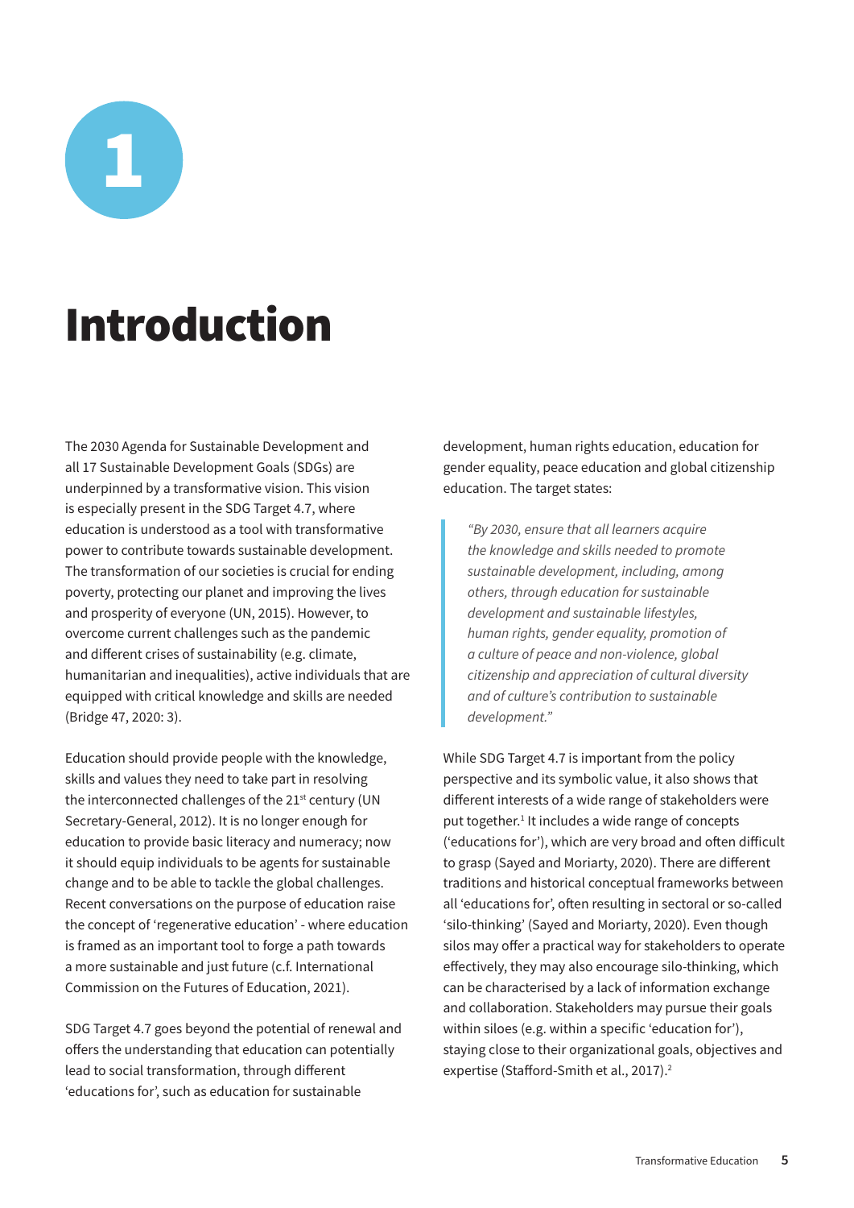# 1

# Introduction

The 2030 Agenda for Sustainable Development and all 17 Sustainable Development Goals (SDGs) are underpinned by a transformative vision. This vision is especially present in the SDG Target 4.7, where education is understood as a tool with transformative power to contribute towards sustainable development. The transformation of our societies is crucial for ending poverty, protecting our planet and improving the lives and prosperity of everyone (UN, 2015). However, to overcome current challenges such as the pandemic and different crises of sustainability (e.g. climate, humanitarian and inequalities), active individuals that are equipped with critical knowledge and skills are needed (Bridge 47, 2020: 3).

Education should provide people with the knowledge, skills and values they need to take part in resolving the interconnected challenges of the 21st century (UN Secretary-General, 2012). It is no longer enough for education to provide basic literacy and numeracy; now it should equip individuals to be agents for sustainable change and to be able to tackle the global challenges. Recent conversations on the purpose of education raise the concept of 'regenerative education' - where education is framed as an important tool to forge a path towards a more sustainable and just future (c.f. International Commission on the Futures of Education, 2021).

SDG Target 4.7 goes beyond the potential of renewal and offers the understanding that education can potentially lead to social transformation, through different 'educations for', such as education for sustainable development, human rights education, education for gender equality, peace education and global citizenship education. The target states:

> *"By 2030, ensure that all learners acquire the knowledge and skills needed to promote sustainable development, including, among others, through education for sustainable development and sustainable lifestyles, human rights, gender equality, promotion of a culture of peace and non-violence, global citizenship and appreciation of cultural diversity and of culture's contribution to sustainable development."*

While SDG Target 4.7 is important from the policy perspective and its symbolic value, it also shows that different interests of a wide range of stakeholders were put together.[1] It includes a wide range of concepts ('educations for'), which are very broad and often difficult to grasp (Sayed and Moriarty, 2020). There are different traditions and historical conceptual frameworks between all 'educations for', often resulting in sectoral or so-called 'silo-thinking' (Sayed and Moriarty, 2020). Even though silos may offer a practical way for stakeholders to operate effectively, they may also encourage silo-thinking, which can be characterised by a lack of information exchange and collaboration. Stakeholders may pursue their goals within siloes (e.g. within a specific 'education for'), staying close to their organizational goals, objectives and expertise (Stafford-Smith et al., 2017).[2]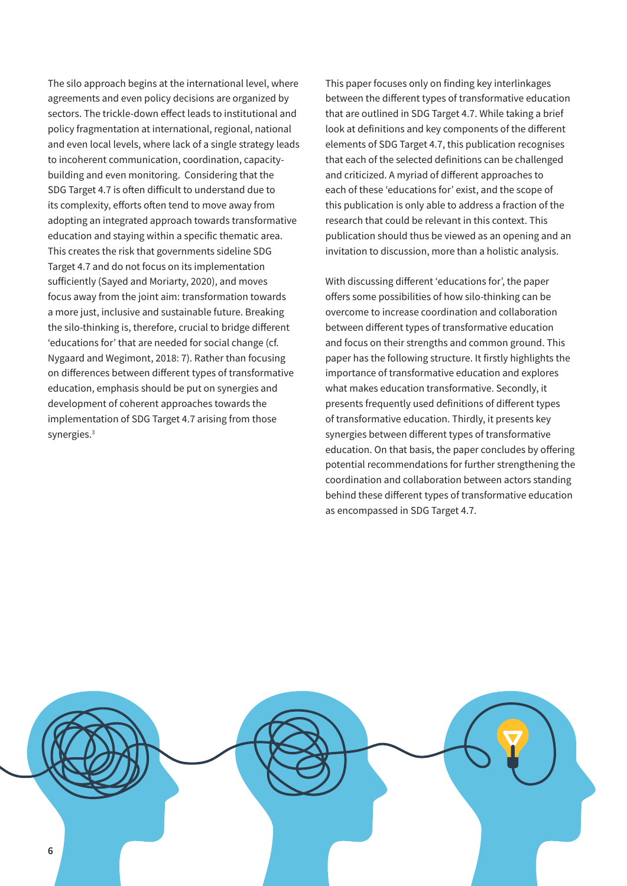The silo approach begins at the international level, where agreements and even policy decisions are organized by sectors. The trickle-down effect leads to institutional and policy fragmentation at international, regional, national and even local levels, where lack of a single strategy leads to incoherent communication, coordination, capacity-building and even monitoring. Considering that the SDG Target 4.7 is often difficult to understand due to its complexity, efforts often tend to move away from adopting an integrated approach towards transformative education and staying within a specific thematic area. This creates the risk that governments sideline SDG Target 4.7 and do not focus on its implementation sufficiently (Sayed and Moriarty, 2020), and moves focus away from the joint aim: transformation towards a more just, inclusive and sustainable future. Breaking the silo-thinking is, therefore, crucial to bridge different 'educations for' that are needed for social change (cf. Nygaard and Wegimont, 2018: 7). Rather than focusing on differences between different types of transformative education, emphasis should be put on synergies and development of coherent approaches towards the implementation of SDG Target 4.7 arising from those synergies.[3]

This paper focuses only on finding key interlinkages between the different types of transformative education that are outlined in SDG Target 4.7. While taking a brief look at definitions and key components of the different elements of SDG Target 4.7, this publication recognises that each of the selected definitions can be challenged and criticized. A myriad of different approaches to each of these 'educations for' exist, and the scope of this publication is only able to address a fraction of the research that could be relevant in this context. This publication should thus be viewed as an opening and an invitation to discussion, more than a holistic analysis.

With discussing different 'educations for', the paper offers some possibilities of how silo-thinking can be overcome to increase coordination and collaboration between different types of transformative education and focus on their strengths and common ground. This paper has the following structure. It firstly highlights the importance of transformative education and explores what makes education transformative. Secondly, it presents frequently used definitions of different types of transformative education. Thirdly, it presents key synergies between different types of transformative education. On that basis, the paper concludes by offering potential recommendations for further strengthening the coordination and collaboration between actors standing behind these different types of transformative education as encompassed in SDG Target 4.7.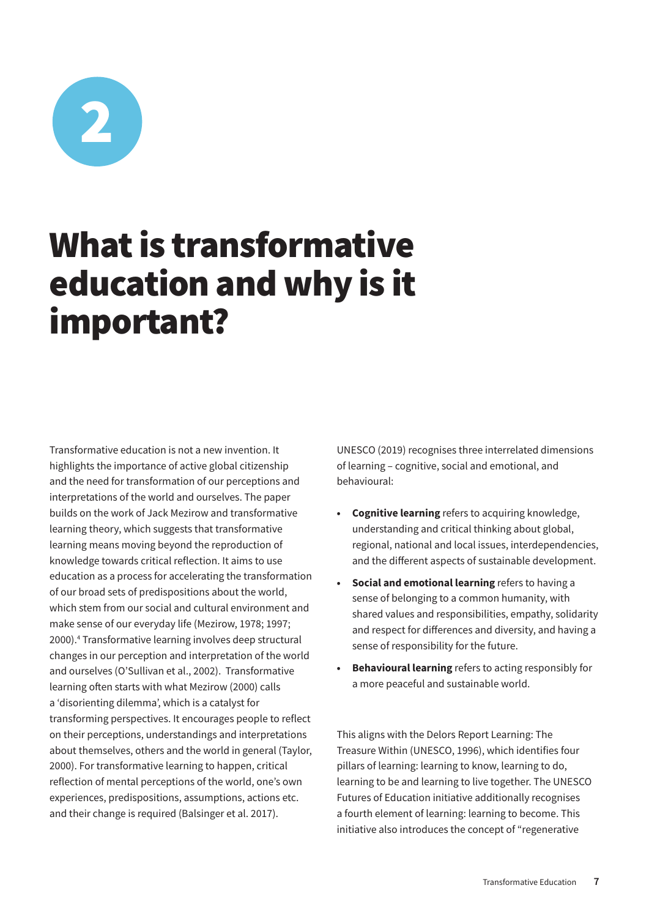# 2

# What is transformative education and why is it important?

Transformative education is not a new invention. It highlights the importance of active global citizenship and the need for transformation of our perceptions and interpretations of the world and ourselves. The paper builds on the work of Jack Mezirow and transformative learning theory, which suggests that transformative learning means moving beyond the reproduction of knowledge towards critical reflection. It aims to use education as a process for accelerating the transformation of our broad sets of predispositions about the world, which stem from our social and cultural environment and make sense of our everyday life (Mezirow, 1978; 1997; 2000).[4] Transformative learning involves deep structural changes in our perception and interpretation of the world and ourselves (O'Sullivan et al., 2002). Transformative learning often starts with what Mezirow (2000) calls a 'disorienting dilemma', which is a catalyst for transforming perspectives. It encourages people to reflect on their perceptions, understandings and interpretations about themselves, others and the world in general (Taylor, 2000). For transformative learning to happen, critical reflection of mental perceptions of the world, one's own experiences, predispositions, assumptions, actions etc. and their change is required (Balsinger et al. 2017).

UNESCO (2019) recognises three interrelated dimensions of learning – cognitive, social and emotional, and behavioural:

- **Cognitive learning** refers to acquiring knowledge, understanding and critical thinking about global, regional, national and local issues, interdependencies, and the different aspects of sustainable development.
- **Social and emotional learning** refers to having a sense of belonging to a common humanity, with shared values and responsibilities, empathy, solidarity and respect for differences and diversity, and having a sense of responsibility for the future.
- **Behavioural learning** refers to acting responsibly for a more peaceful and sustainable world.

This aligns with the Delors Report Learning: The Treasure Within (UNESCO, 1996), which identifies four pillars of learning: learning to know, learning to do, learning to be and learning to live together. The UNESCO Futures of Education initiative additionally recognises a fourth element of learning: learning to become. This initiative also introduces the concept of "regenerative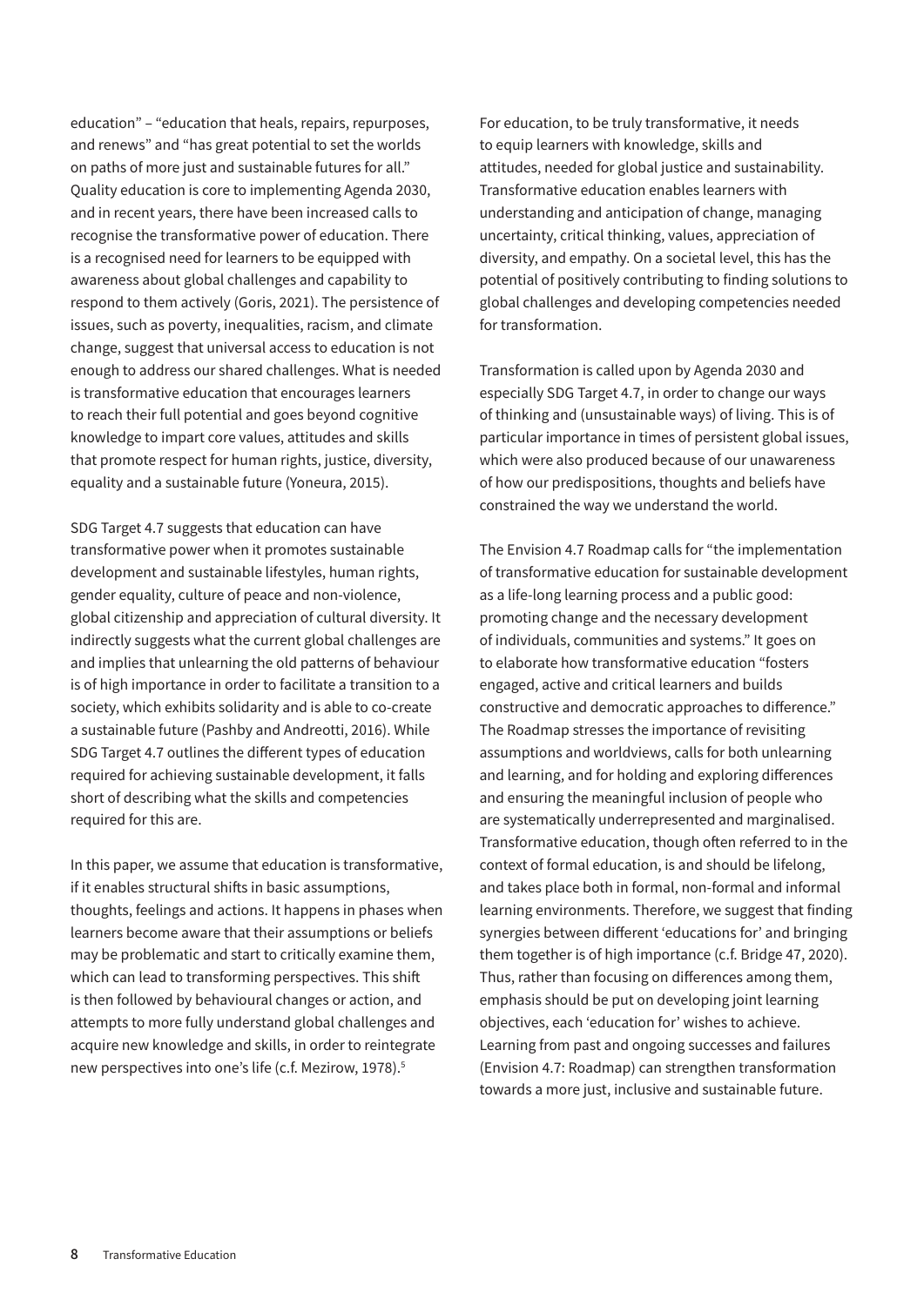education" – "education that heals, repairs, repurposes, and renews" and "has great potential to set the worlds on paths of more just and sustainable futures for all." Quality education is core to implementing Agenda 2030, and in recent years, there have been increased calls to recognise the transformative power of education. There is a recognised need for learners to be equipped with awareness about global challenges and capability to respond to them actively (Goris, 2021). The persistence of issues, such as poverty, inequalities, racism, and climate change, suggest that universal access to education is not enough to address our shared challenges. What is needed is transformative education that encourages learners to reach their full potential and goes beyond cognitive knowledge to impart core values, attitudes and skills that promote respect for human rights, justice, diversity, equality and a sustainable future (Yoneura, 2015).

SDG Target 4.7 suggests that education can have transformative power when it promotes sustainable development and sustainable lifestyles, human rights, gender equality, culture of peace and non-violence, global citizenship and appreciation of cultural diversity. It indirectly suggests what the current global challenges are and implies that unlearning the old patterns of behaviour is of high importance in order to facilitate a transition to a society, which exhibits solidarity and is able to co-create a sustainable future (Pashby and Andreotti, 2016). While SDG Target 4.7 outlines the different types of education required for achieving sustainable development, it falls short of describing what the skills and competencies required for this are.

In this paper, we assume that education is transformative, if it enables structural shifts in basic assumptions, thoughts, feelings and actions. It happens in phases when learners become aware that their assumptions or beliefs may be problematic and start to critically examine them, which can lead to transforming perspectives. This shift is then followed by behavioural changes or action, and attempts to more fully understand global challenges and acquire new knowledge and skills, in order to reintegrate new perspectives into one's life (c.f. Mezirow, 1978).[5]

For education, to be truly transformative, it needs to equip learners with knowledge, skills and attitudes, needed for global justice and sustainability. Transformative education enables learners with understanding and anticipation of change, managing uncertainty, critical thinking, values, appreciation of diversity, and empathy. On a societal level, this has the potential of positively contributing to finding solutions to global challenges and developing competencies needed for transformation.

Transformation is called upon by Agenda 2030 and especially SDG Target 4.7, in order to change our ways of thinking and (unsustainable ways) of living. This is of particular importance in times of persistent global issues, which were also produced because of our unawareness of how our predispositions, thoughts and beliefs have constrained the way we understand the world.

The Envision 4.7 Roadmap calls for "the implementation of transformative education for sustainable development as a life-long learning process and a public good: promoting change and the necessary development of individuals, communities and systems." It goes on to elaborate how transformative education "fosters engaged, active and critical learners and builds constructive and democratic approaches to difference." The Roadmap stresses the importance of revisiting assumptions and worldviews, calls for both unlearning and learning, and for holding and exploring differences and ensuring the meaningful inclusion of people who are systematically underrepresented and marginalised. Transformative education, though often referred to in the context of formal education, is and should be lifelong, and takes place both in formal, non-formal and informal learning environments. Therefore, we suggest that finding synergies between different 'educations for' and bringing them together is of high importance (c.f. Bridge 47, 2020). Thus, rather than focusing on differences among them, emphasis should be put on developing joint learning objectives, each 'education for' wishes to achieve. Learning from past and ongoing successes and failures (Envision 4.7: Roadmap) can strengthen transformation towards a more just, inclusive and sustainable future.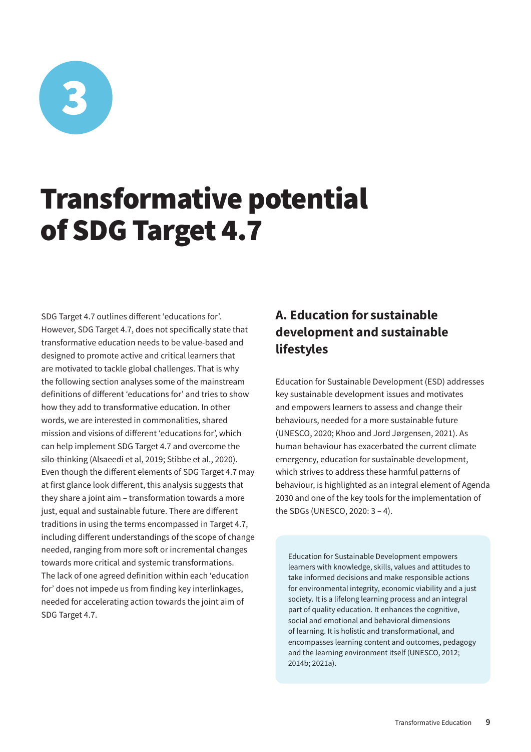# 3

# Transformative potential of SDG Target 4.7

SDG Target 4.7 outlines different 'educations for'. However, SDG Target 4.7, does not specifically state that transformative education needs to be value-based and designed to promote active and critical learners that are motivated to tackle global challenges. That is why the following section analyses some of the mainstream definitions of different 'educations for' and tries to show how they add to transformative education. In other words, we are interested in commonalities, shared mission and visions of different 'educations for', which can help implement SDG Target 4.7 and overcome the silo-thinking (Alsaeedi et al, 2019; Stibbe et al., 2020). Even though the different elements of SDG Target 4.7 may at first glance look different, this analysis suggests that they share a joint aim – transformation towards a more just, equal and sustainable future. There are different traditions in using the terms encompassed in Target 4.7, including different understandings of the scope of change needed, ranging from more soft or incremental changes towards more critical and systemic transformations. The lack of one agreed definition within each 'education for' does not impede us from finding key interlinkages, needed for accelerating action towards the joint aim of SDG Target 4.7.

## A. Education for sustainable development and sustainable lifestyles

Education for Sustainable Development (ESD) addresses key sustainable development issues and motivates and empowers learners to assess and change their behaviours, needed for a more sustainable future (UNESCO, 2020; Khoo and Jord Jørgensen, 2021). As human behaviour has exacerbated the current climate emergency, education for sustainable development, which strives to address these harmful patterns of behaviour, is highlighted as an integral element of Agenda 2030 and one of the key tools for the implementation of the SDGs (UNESCO, 2020: 3 – 4).

> Education for Sustainable Development empowers learners with knowledge, skills, values and attitudes to take informed decisions and make responsible actions for environmental integrity, economic viability and a just society. It is a lifelong learning process and an integral part of quality education. It enhances the cognitive, social and emotional and behavioral dimensions of learning. It is holistic and transformational, and encompasses learning content and outcomes, pedagogy and the learning environment itself (UNESCO, 2012; 2014b; 2021a).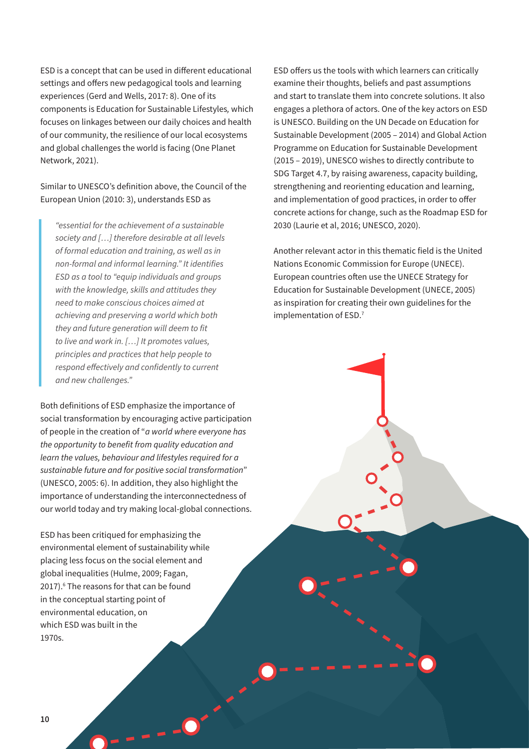ESD is a concept that can be used in different educational settings and offers new pedagogical tools and learning experiences (Gerd and Wells, 2017: 8). One of its components is Education for Sustainable Lifestyles*,* which focuses on linkages between our daily choices and health of our community, the resilience of our local ecosystems and global challenges the world is facing (One Planet Network, 2021).

Similar to UNESCO's definition above, the Council of the European Union (2010: 3), understands ESD as

> *"essential for the achievement of a sustainable society and […] therefore desirable at all levels of formal education and training, as well as in non-formal and informal learning." It identifies ESD as a tool to "equip individuals and groups with the knowledge, skills and attitudes they need to make conscious choices aimed at achieving and preserving a world which both they and future generation will deem to fit to live and work in. […] It promotes values, principles and practices that help people to respond effectively and confidently to current and new challenges."*

Both definitions of ESD emphasize the importance of social transformation by encouraging active participation of people in the creation of "*a world where everyone has the opportunity to benefit from quality education and learn the values, behaviour and lifestyles required for a sustainable future and for positive social transformation*" (UNESCO, 2005: 6). In addition, they also highlight the importance of understanding the interconnectedness of our world today and try making local-global connections.

ESD has been critiqued for emphasizing the environmental element of sustainability while placing less focus on the social element and global inequalities (Hulme, 2009; Fagan, 2017).[6] The reasons for that can be found in the conceptual starting point of environmental education, on which ESD was built in the 1970s.

ESD offers us the tools with which learners can critically examine their thoughts, beliefs and past assumptions and start to translate them into concrete solutions. It also engages a plethora of actors. One of the key actors on ESD is UNESCO. Building on the UN Decade on Education for Sustainable Development (2005 – 2014) and Global Action Programme on Education for Sustainable Development (2015 – 2019), UNESCO wishes to directly contribute to SDG Target 4.7, by raising awareness, capacity building, strengthening and reorienting education and learning, and implementation of good practices, in order to offer concrete actions for change, such as the Roadmap ESD for 2030 (Laurie et al, 2016; UNESCO, 2020).

Another relevant actor in this thematic field is the United Nations Economic Commission for Europe (UNECE). European countries often use the UNECE Strategy for Education for Sustainable Development (UNECE, 2005) as inspiration for creating their own guidelines for the implementation of ESD.[7]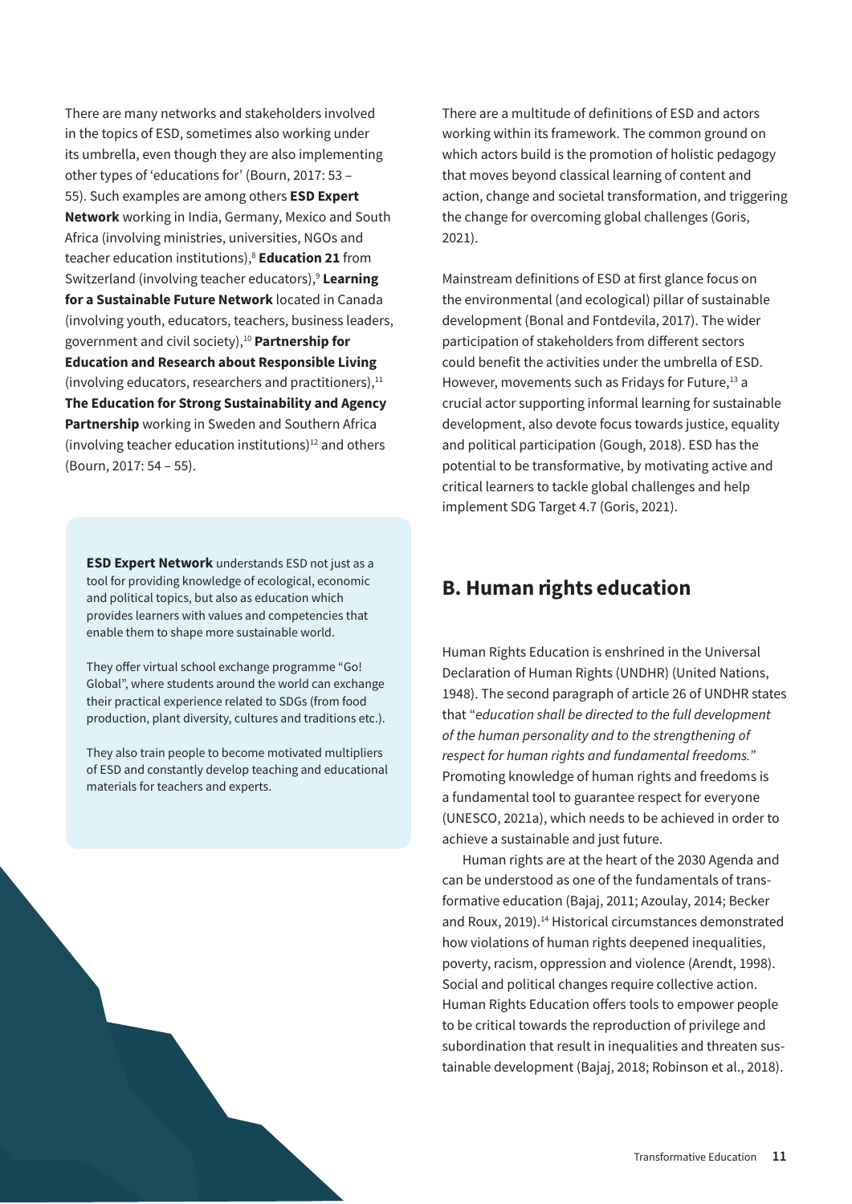There are many networks and stakeholders involved in the topics of ESD, sometimes also working under its umbrella, even though they are also implementing other types of 'educations for' (Bourn, 2017: 53 – 55). Such examples are among others **ESD Expert Network** working in India, Germany, Mexico and South Africa (involving ministries, universities, NGOs and teacher education institutions),[8] **Education 21** from Switzerland (involving teacher educators),[9] **Learning for a Sustainable Future Network** located in Canada (involving youth, educators, teachers, business leaders, government and civil society),[10] **Partnership for Education and Research about Responsible Living** (involving educators, researchers and practitioners),[11] **The Education for Strong Sustainability and Agency Partnership** working in Sweden and Southern Africa (involving teacher education institutions)[12] and others (Bourn, 2017: 54 – 55).

**ESD Expert Network** understands ESD not just as a tool for providing knowledge of ecological, economic and political topics, but also as education which provides learners with values and competencies that enable them to shape more sustainable world.

They offer virtual school exchange programme "Go! Global", where students around the world can exchange their practical experience related to SDGs (from food production, plant diversity, cultures and traditions etc.).

They also train people to become motivated multipliers of ESD and constantly develop teaching and educational materials for teachers and experts.

There are a multitude of definitions of ESD and actors working within its framework. The common ground on which actors build is the promotion of holistic pedagogy that moves beyond classical learning of content and action, change and societal transformation, and triggering the change for overcoming global challenges (Goris, 2021).

Mainstream definitions of ESD at first glance focus on the environmental (and ecological) pillar of sustainable development (Bonal and Fontdevila, 2017). The wider participation of stakeholders from different sectors could benefit the activities under the umbrella of ESD. However, movements such as Fridays for Future,[13] a crucial actor supporting informal learning for sustainable development, also devote focus towards justice, equality and political participation (Gough, 2018). ESD has the potential to be transformative, by motivating active and critical learners to tackle global challenges and help implement SDG Target 4.7 (Goris, 2021).

## B. Human rights education

Human Rights Education is enshrined in the Universal Declaration of Human Rights (UNDHR) (United Nations, 1948). The second paragraph of article 26 of UNDHR states that "*education shall be directed to the full development of the human personality and to the strengthening of respect for human rights and fundamental freedoms.*" Promoting knowledge of human rights and freedoms is a fundamental tool to guarantee respect for everyone (UNESCO, 2021a), which needs to be achieved in order to achieve a sustainable and just future.

Human rights are at the heart of the 2030 Agenda and can be understood as one of the fundamentals of transformative education (Bajaj, 2011; Azoulay, 2014; Becker and Roux, 2019).[14] Historical circumstances demonstrated how violations of human rights deepened inequalities, poverty, racism, oppression and violence (Arendt, 1998). Social and political changes require collective action. Human Rights Education offers tools to empower people to be critical towards the reproduction of privilege and subordination that result in inequalities and threaten sustainable development (Bajaj, 2018; Robinson et al., 2018).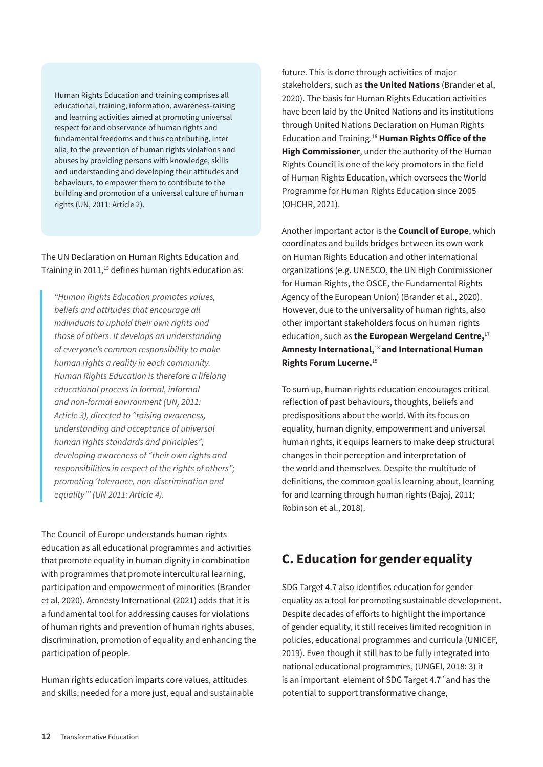Human Rights Education and training comprises all educational, training, information, awareness-raising and learning activities aimed at promoting universal respect for and observance of human rights and fundamental freedoms and thus contributing, inter alia, to the prevention of human rights violations and abuses by providing persons with knowledge, skills and understanding and developing their attitudes and behaviours, to empower them to contribute to the building and promotion of a universal culture of human rights (UN, 2011: Article 2).

The UN Declaration on Human Rights Education and Training in 2011,[15] defines human rights education as:

> *"Human Rights Education promotes values, beliefs and attitudes that encourage all individuals to uphold their own rights and those of others. It develops an understanding of everyone's common responsibility to make human rights a reality in each community. Human Rights Education is therefore a lifelong educational process in formal, informal and non-formal environment (UN, 2011: Article 3), directed to "raising awareness, understanding and acceptance of universal human rights standards and principles"; developing awareness of "their own rights and responsibilities in respect of the rights of others"; promoting 'tolerance, non-discrimination and equality'" (UN 2011: Article 4).*

The Council of Europe understands human rights education as all educational programmes and activities that promote equality in human dignity in combination with programmes that promote intercultural learning, participation and empowerment of minorities (Brander et al, 2020). Amnesty International (2021) adds that it is a fundamental tool for addressing causes for violations of human rights and prevention of human rights abuses, discrimination, promotion of equality and enhancing the participation of people.

Human rights education imparts core values, attitudes and skills, needed for a more just, equal and sustainable future. This is done through activities of major stakeholders, such as **the United Nations** (Brander et al, 2020). The basis for Human Rights Education activities have been laid by the United Nations and its institutions through United Nations Declaration on Human Rights Education and Training.[16] **Human Rights Office of the High Commissioner**, under the authority of the Human Rights Council is one of the key promotors in the field of Human Rights Education, which oversees the World Programme for Human Rights Education since 2005 (OHCHR, 2021).

Another important actor is the **Council of Europe**, which coordinates and builds bridges between its own work on Human Rights Education and other international organizations (e.g. UNESCO, the UN High Commissioner for Human Rights, the OSCE, the Fundamental Rights Agency of the European Union) (Brander et al., 2020). However, due to the universality of human rights, also other important stakeholders focus on human rights education, such as **the European Wergeland Centre,**[17] **Amnesty International,**[18] **and International Human Rights Forum Lucerne.**[19]

To sum up, human rights education encourages critical reflection of past behaviours, thoughts, beliefs and predispositions about the world. With its focus on equality, human dignity, empowerment and universal human rights, it equips learners to make deep structural changes in their perception and interpretation of the world and themselves. Despite the multitude of definitions, the common goal is learning about, learning for and learning through human rights (Bajaj, 2011; Robinson et al., 2018).

## C. Education for gender equality

SDG Target 4.7 also identifies education for gender equality as a tool for promoting sustainable development. Despite decades of efforts to highlight the importance of gender equality, it still receives limited recognition in policies, educational programmes and curricula (UNICEF, 2019). Even though it still has to be fully integrated into national educational programmes, (UNGEI, 2018: 3) it is an important element of SDG Target 4.7´and has the potential to support transformative change,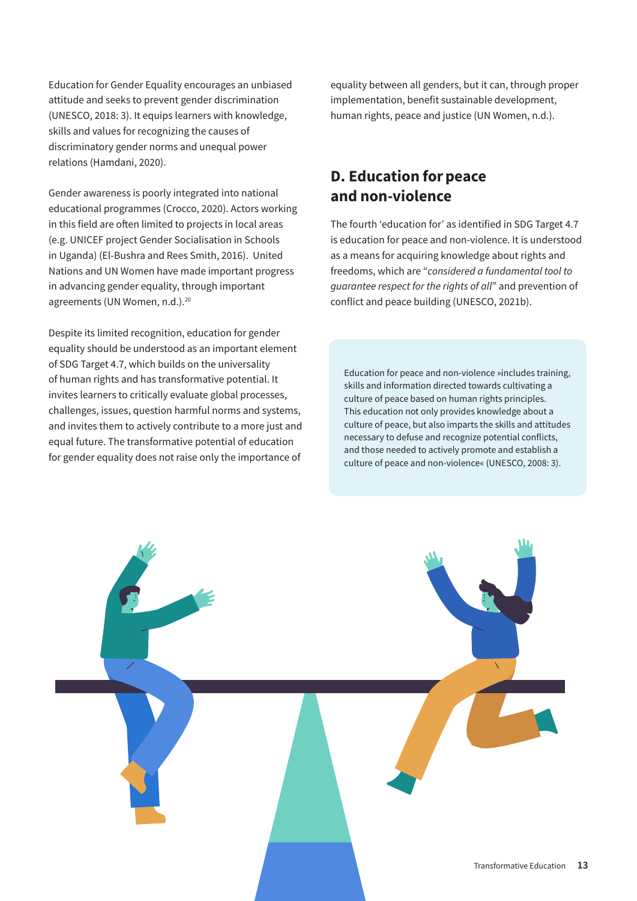Education for Gender Equality encourages an unbiased attitude and seeks to prevent gender discrimination (UNESCO, 2018: 3). It equips learners with knowledge, skills and values for recognizing the causes of discriminatory gender norms and unequal power relations (Hamdani, 2020).

Gender awareness is poorly integrated into national educational programmes (Crocco, 2020). Actors working in this field are often limited to projects in local areas (e.g. UNICEF project Gender Socialisation in Schools in Uganda) (El-Bushra and Rees Smith, 2016). United Nations and UN Women have made important progress in advancing gender equality, through important agreements (UN Women, n.d.).[20]

Despite its limited recognition, education for gender equality should be understood as an important element of SDG Target 4.7, which builds on the universality of human rights and has transformative potential. It invites learners to critically evaluate global processes, challenges, issues, question harmful norms and systems, and invites them to actively contribute to a more just and equal future. The transformative potential of education for gender equality does not raise only the importance of equality between all genders, but it can, through proper implementation, benefit sustainable development, human rights, peace and justice (UN Women, n.d.).

## D. Education for peace and non-violence

The fourth 'education for' as identified in SDG Target 4.7 is education for peace and non-violence. It is understood as a means for acquiring knowledge about rights and freedoms, which are "*considered a fundamental tool to guarantee respect for the rights of all*" and prevention of conflict and peace building (UNESCO, 2021b).

Education for peace and non-violence »includes training, skills and information directed towards cultivating a culture of peace based on human rights principles. This education not only provides knowledge about a culture of peace, but also imparts the skills and attitudes necessary to defuse and recognize potential conflicts, and those needed to actively promote and establish a culture of peace and non-violence« (UNESCO, 2008: 3).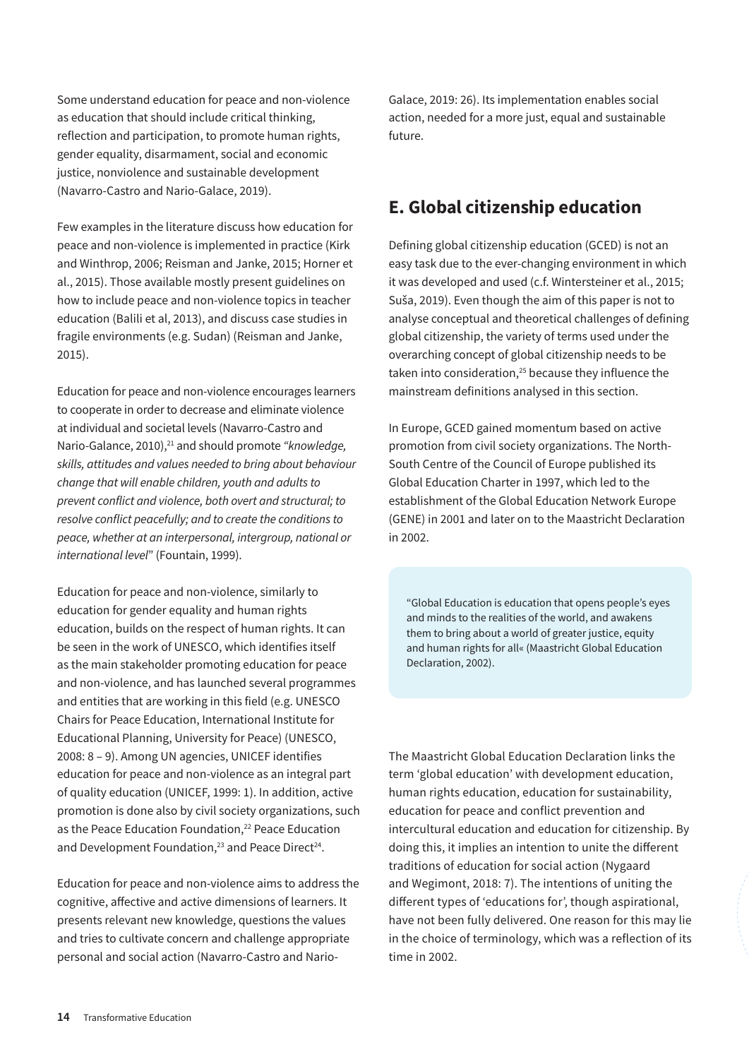Some understand education for peace and non-violence as education that should include critical thinking, reflection and participation, to promote human rights, gender equality, disarmament, social and economic justice, nonviolence and sustainable development (Navarro-Castro and Nario-Galace, 2019).

Few examples in the literature discuss how education for peace and non-violence is implemented in practice (Kirk and Winthrop, 2006; Reisman and Janke, 2015; Horner et al., 2015). Those available mostly present guidelines on how to include peace and non-violence topics in teacher education (Balili et al, 2013), and discuss case studies in fragile environments (e.g. Sudan) (Reisman and Janke, 2015).

Education for peace and non-violence encourages learners to cooperate in order to decrease and eliminate violence at individual and societal levels (Navarro-Castro and Nario-Galance, 2010),[21] and should promote *"knowledge, skills, attitudes and values needed to bring about behaviour change that will enable children, youth and adults to prevent conflict and violence, both overt and structural; to resolve conflict peacefully; and to create the conditions to peace, whether at an interpersonal, intergroup, national or international level"* (Fountain, 1999).

Education for peace and non-violence, similarly to education for gender equality and human rights education, builds on the respect of human rights. It can be seen in the work of UNESCO, which identifies itself as the main stakeholder promoting education for peace and non-violence, and has launched several programmes and entities that are working in this field (e.g. UNESCO Chairs for Peace Education, International Institute for Educational Planning, University for Peace) (UNESCO, 2008: 8 – 9). Among UN agencies, UNICEF identifies education for peace and non-violence as an integral part of quality education (UNICEF, 1999: 1). In addition, active promotion is done also by civil society organizations, such as the Peace Education Foundation,[22] Peace Education and Development Foundation,[23] and Peace Direct[24].

Education for peace and non-violence aims to address the cognitive, affective and active dimensions of learners. It presents relevant new knowledge, questions the values and tries to cultivate concern and challenge appropriate personal and social action (Navarro-Castro and Nario-Galace, 2019: 26). Its implementation enables social action, needed for a more just, equal and sustainable future.

## E. Global citizenship education

Defining global citizenship education (GCED) is not an easy task due to the ever-changing environment in which it was developed and used (c.f. Wintersteiner et al., 2015; Suša, 2019). Even though the aim of this paper is not to analyse conceptual and theoretical challenges of defining global citizenship, the variety of terms used under the overarching concept of global citizenship needs to be taken into consideration,[25] because they influence the mainstream definitions analysed in this section.

In Europe, GCED gained momentum based on active promotion from civil society organizations. The North-South Centre of the Council of Europe published its Global Education Charter in 1997, which led to the establishment of the Global Education Network Europe (GENE) in 2001 and later on to the Maastricht Declaration in 2002.

> "Global Education is education that opens people's eyes and minds to the realities of the world, and awakens them to bring about a world of greater justice, equity and human rights for all« (Maastricht Global Education Declaration, 2002).

The Maastricht Global Education Declaration links the term 'global education' with development education, human rights education, education for sustainability, education for peace and conflict prevention and intercultural education and education for citizenship. By doing this, it implies an intention to unite the different traditions of education for social action (Nygaard and Wegimont, 2018: 7). The intentions of uniting the different types of 'educations for', though aspirational, have not been fully delivered. One reason for this may lie in the choice of terminology, which was a reflection of its time in 2002.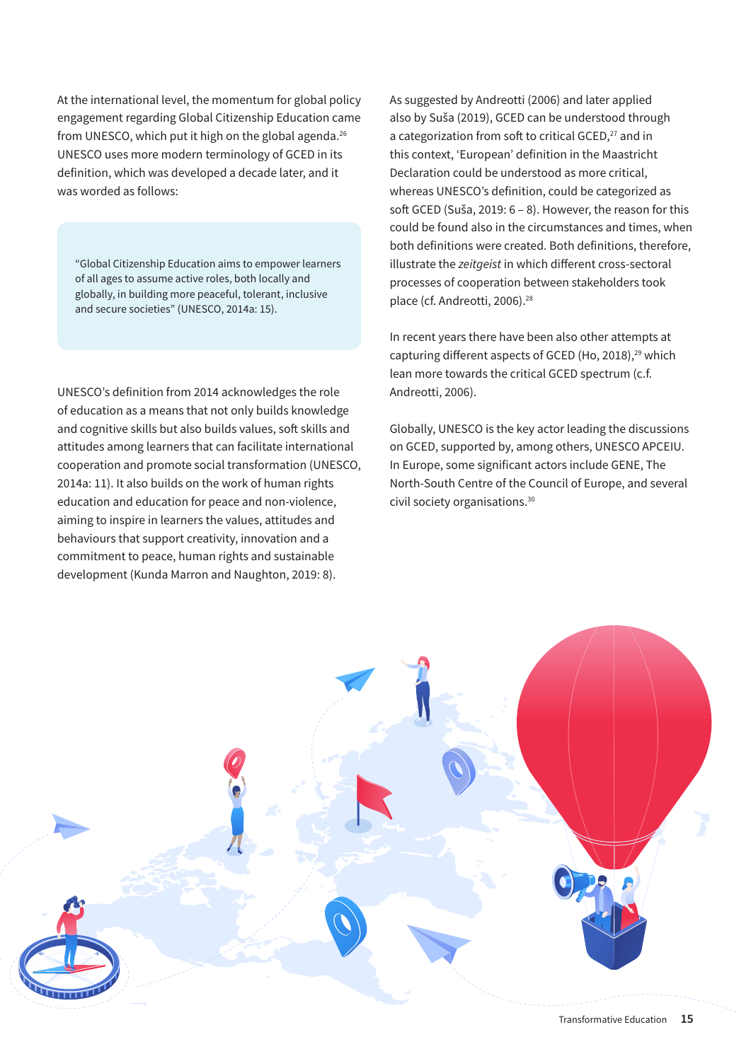At the international level, the momentum for global policy engagement regarding Global Citizenship Education came from UNESCO, which put it high on the global agenda.[26] UNESCO uses more modern terminology of GCED in its definition, which was developed a decade later, and it was worded as follows:

> "Global Citizenship Education aims to empower learners of all ages to assume active roles, both locally and globally, in building more peaceful, tolerant, inclusive and secure societies" (UNESCO, 2014a: 15).

UNESCO's definition from 2014 acknowledges the role of education as a means that not only builds knowledge and cognitive skills but also builds values, soft skills and attitudes among learners that can facilitate international cooperation and promote social transformation (UNESCO, 2014a: 11). It also builds on the work of human rights education and education for peace and non-violence, aiming to inspire in learners the values, attitudes and behaviours that support creativity, innovation and a commitment to peace, human rights and sustainable development (Kunda Marron and Naughton, 2019: 8).

As suggested by Andreotti (2006) and later applied also by Suša (2019), GCED can be understood through a categorization from soft to critical GCED,[27] and in this context, 'European' definition in the Maastricht Declaration could be understood as more critical, whereas UNESCO's definition, could be categorized as soft GCED (Suša, 2019: 6 – 8). However, the reason for this could be found also in the circumstances and times, when both definitions were created. Both definitions, therefore, illustrate the *zeitgeist* in which different cross-sectoral processes of cooperation between stakeholders took place (cf. Andreotti, 2006).[28]

In recent years there have been also other attempts at capturing different aspects of GCED (Ho, 2018),[29] which lean more towards the critical GCED spectrum (c.f. Andreotti, 2006).

Globally, UNESCO is the key actor leading the discussions on GCED, supported by, among others, UNESCO APCEIU. In Europe, some significant actors include GENE, The North-South Centre of the Council of Europe, and several civil society organisations.[30]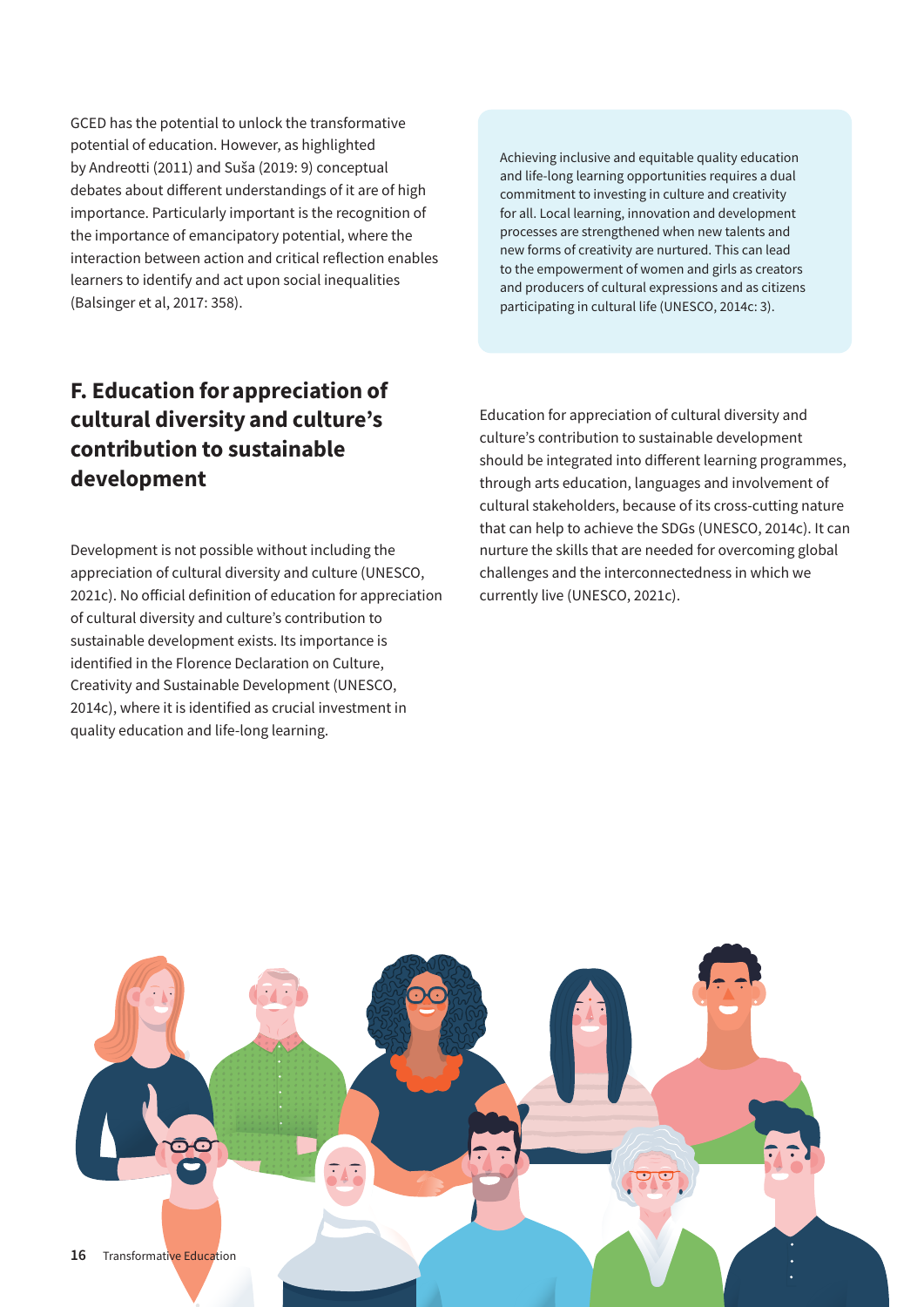GCED has the potential to unlock the transformative potential of education. However, as highlighted by Andreotti (2011) and Suša (2019: 9) conceptual debates about different understandings of it are of high importance. Particularly important is the recognition of the importance of emancipatory potential, where the interaction between action and critical reflection enables learners to identify and act upon social inequalities (Balsinger et al, 2017: 358).

> Achieving inclusive and equitable quality education and life-long learning opportunities requires a dual commitment to investing in culture and creativity for all. Local learning, innovation and development processes are strengthened when new talents and new forms of creativity are nurtured. This can lead to the empowerment of women and girls as creators and producers of cultural expressions and as citizens participating in cultural life (UNESCO, 2014c: 3).

## F. Education for appreciation of cultural diversity and culture's contribution to sustainable development

Development is not possible without including the appreciation of cultural diversity and culture (UNESCO, 2021c). No official definition of education for appreciation of cultural diversity and culture's contribution to sustainable development exists. Its importance is identified in the Florence Declaration on Culture, Creativity and Sustainable Development (UNESCO, 2014c), where it is identified as crucial investment in quality education and life-long learning.

Education for appreciation of cultural diversity and culture's contribution to sustainable development should be integrated into different learning programmes, through arts education, languages and involvement of cultural stakeholders, because of its cross-cutting nature that can help to achieve the SDGs (UNESCO, 2014c). It can nurture the skills that are needed for overcoming global challenges and the interconnectedness in which we currently live (UNESCO, 2021c).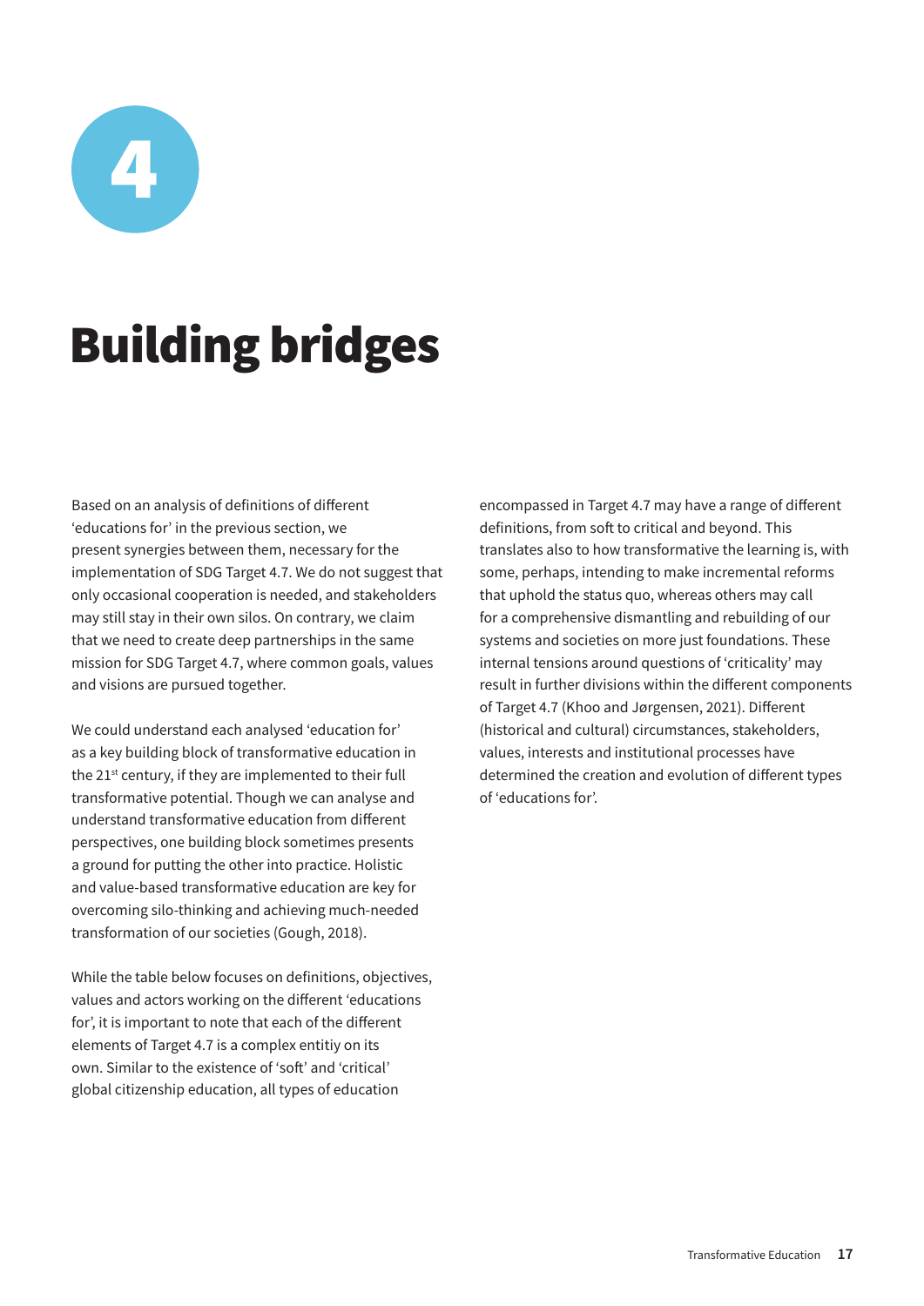# 4

# Building bridges

Based on an analysis of definitions of different 'educations for' in the previous section, we present synergies between them, necessary for the implementation of SDG Target 4.7. We do not suggest that only occasional cooperation is needed, and stakeholders may still stay in their own silos. On contrary, we claim that we need to create deep partnerships in the same mission for SDG Target 4.7, where common goals, values and visions are pursued together.

We could understand each analysed 'education for' as a key building block of transformative education in the 21st century, if they are implemented to their full transformative potential. Though we can analyse and understand transformative education from different perspectives, one building block sometimes presents a ground for putting the other into practice. Holistic and value-based transformative education are key for overcoming silo-thinking and achieving much-needed transformation of our societies (Gough, 2018).

While the table below focuses on definitions, objectives, values and actors working on the different 'educations for', it is important to note that each of the different elements of Target 4.7 is a complex entitiy on its own. Similar to the existence of 'soft' and 'critical' global citizenship education, all types of education encompassed in Target 4.7 may have a range of different definitions, from soft to critical and beyond. This translates also to how transformative the learning is, with some, perhaps, intending to make incremental reforms that uphold the status quo, whereas others may call for a comprehensive dismantling and rebuilding of our systems and societies on more just foundations. These internal tensions around questions of 'criticality' may result in further divisions within the different components of Target 4.7 (Khoo and Jørgensen, 2021). Different (historical and cultural) circumstances, stakeholders, values, interests and institutional processes have determined the creation and evolution of different types of 'educations for'.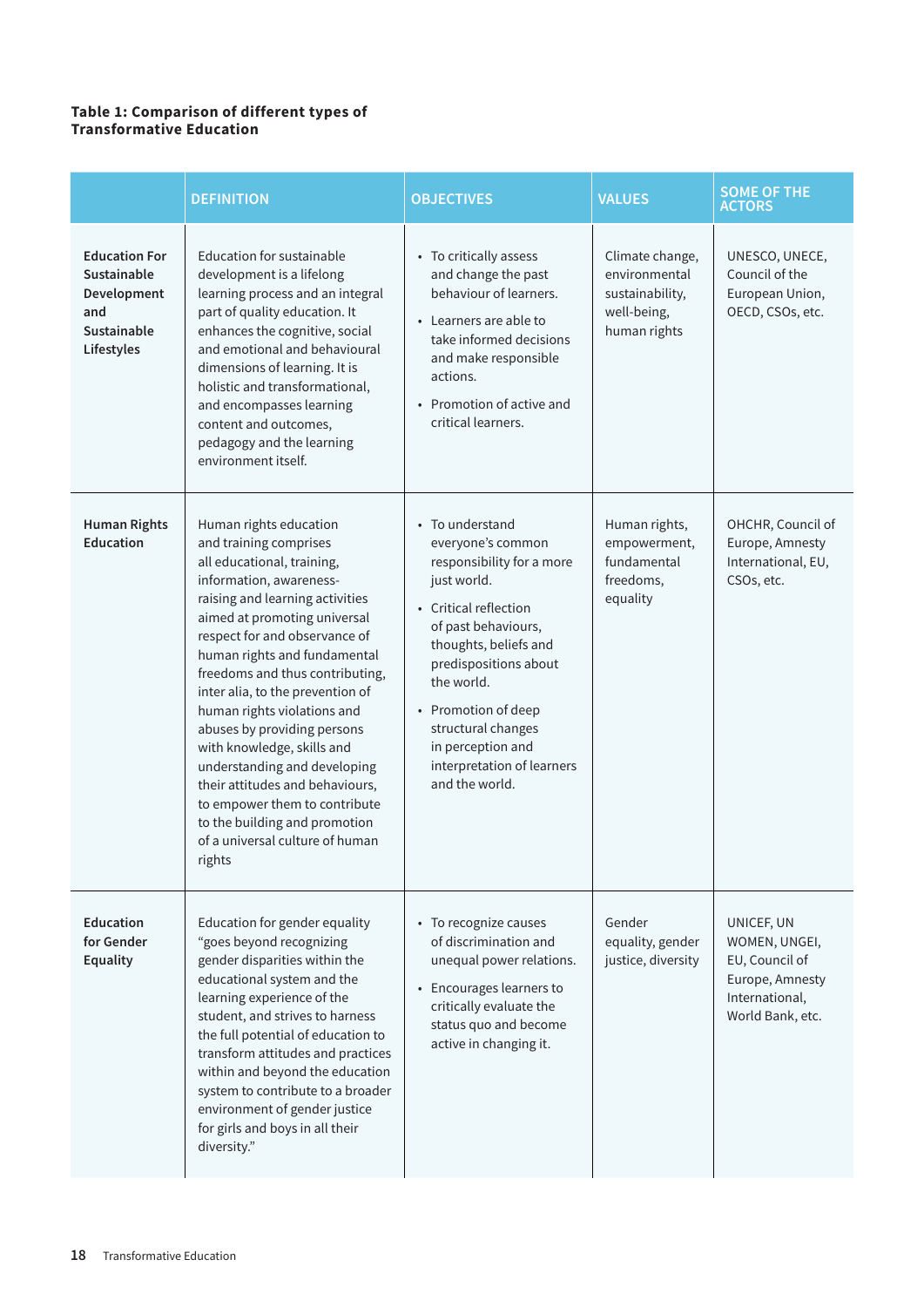**Table 1: Comparison of different types of Transformative Education**

| | DEFINITION | OBJECTIVES | VALUES | SOME OF THE ACTORS |
|---|---|---|---|---|
| **Education For Sustainable Development and Sustainable Lifestyles** | Education for sustainable development is a lifelong learning process and an integral part of quality education. It enhances the cognitive, social and emotional and behavioural dimensions of learning. It is holistic and transformational, and encompasses learning content and outcomes, pedagogy and the learning environment itself. | • To critically assess and change the past behaviour of learners.<br>• Learners are able to take informed decisions and make responsible actions.<br>• Promotion of active and critical learners. | Climate change, environmental sustainability, well-being, human rights | UNESCO, UNECE, Council of the European Union, OECD, CSOs, etc. |
| **Human Rights Education** | Human rights education and training comprises all educational, training, information, awareness-raising and learning activities aimed at promoting universal respect for and observance of human rights and fundamental freedoms and thus contributing, inter alia, to the prevention of human rights violations and abuses by providing persons with knowledge, skills and understanding and developing their attitudes and behaviours, to empower them to contribute to the building and promotion of a universal culture of human rights | • To understand everyone's common responsibility for a more just world.<br>• Critical reflection of past behaviours, thoughts, beliefs and predispositions about the world.<br>• Promotion of deep structural changes in perception and interpretation of learners and the world. | Human rights, empowerment, fundamental freedoms, equality | OHCHR, Council of Europe, Amnesty International, EU, CSOs, etc. |
| **Education for Gender Equality** | Education for gender equality "goes beyond recognizing gender disparities within the educational system and the learning experience of the student, and strives to harness the full potential of education to transform attitudes and practices within and beyond the education system to contribute to a broader environment of gender justice for girls and boys in all their diversity." | • To recognize causes of discrimination and unequal power relations.<br>• Encourages learners to critically evaluate the status quo and become active in changing it. | Gender equality, gender justice, diversity | UNICEF, UN WOMEN, UNGEI, EU, Council of Europe, Amnesty International, World Bank, etc. |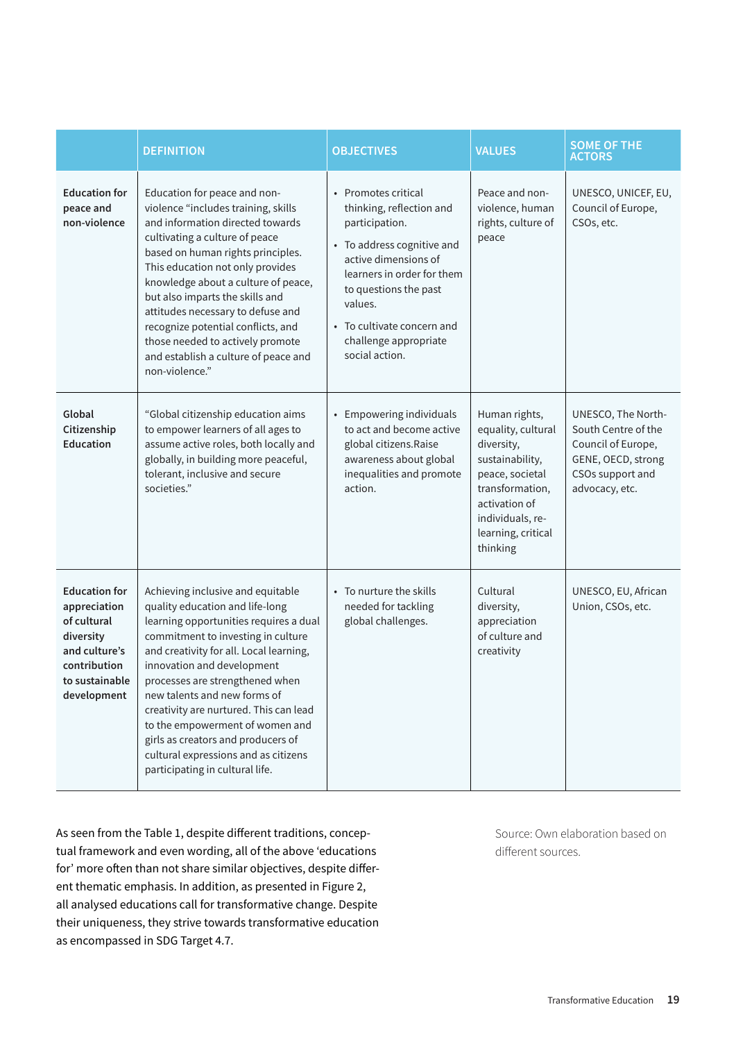| | DEFINITION | OBJECTIVES | VALUES | SOME OF THE ACTORS |
|---|---|---|---|---|
| **Education for peace and non-violence** | Education for peace and non-violence "includes training, skills and information directed towards cultivating a culture of peace based on human rights principles. This education not only provides knowledge about a culture of peace, but also imparts the skills and attitudes necessary to defuse and recognize potential conflicts, and those needed to actively promote and establish a culture of peace and non-violence." | • Promotes critical thinking, reflection and participation. <br> • To address cognitive and active dimensions of learners in order for them to questions the past values. <br> • To cultivate concern and challenge appropriate social action. | Peace and non-violence, human rights, culture of peace | UNESCO, UNICEF, EU, Council of Europe, CSOs, etc. |
| **Global Citizenship Education** | "Global citizenship education aims to empower learners of all ages to assume active roles, both locally and globally, in building more peaceful, tolerant, inclusive and secure societies." | • Empowering individuals to act and become active global citizens.Raise awareness about global inequalities and promote action. | Human rights, equality, cultural diversity, sustainability, peace, societal transformation, activation of individuals, re-learning, critical thinking | UNESCO, The North-South Centre of the Council of Europe, GENE, OECD, strong CSOs support and advocacy, etc. |
| **Education for appreciation of cultural diversity and culture's contribution to sustainable development** | Achieving inclusive and equitable quality education and life-long learning opportunities requires a dual commitment to investing in culture and creativity for all. Local learning, innovation and development processes are strengthened when new talents and new forms of creativity are nurtured. This can lead to the empowerment of women and girls as creators and producers of cultural expressions and as citizens participating in cultural life. | • To nurture the skills needed for tackling global challenges. | Cultural diversity, appreciation of culture and creativity | UNESCO, EU, African Union, CSOs, etc. |

Source: Own elaboration based on different sources.

As seen from the Table 1, despite different traditions, conceptual framework and even wording, all of the above 'educations for' more often than not share similar objectives, despite different thematic emphasis. In addition, as presented in Figure 2, all analysed educations call for transformative change. Despite their uniqueness, they strive towards transformative education as encompassed in SDG Target 4.7.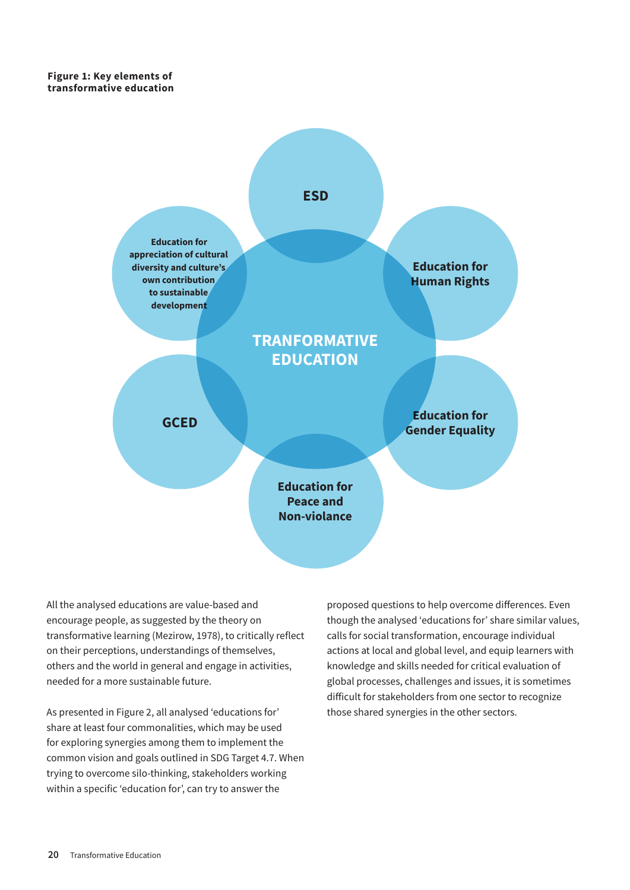**Figure 1: Key elements of transformative education**

TRANFORMATIVE EDUCATION

ESD

Education for Human Rights

Education for Gender Equality

Education for Peace and Non-violance

GCED

Education for appreciation of cultural diversity and culture's own contribution to sustainable development

All the analysed educations are value-based and encourage people, as suggested by the theory on transformative learning (Mezirow, 1978), to critically reflect on their perceptions, understandings of themselves, others and the world in general and engage in activities, needed for a more sustainable future.

As presented in Figure 2, all analysed 'educations for' share at least four commonalities, which may be used for exploring synergies among them to implement the common vision and goals outlined in SDG Target 4.7. When trying to overcome silo-thinking, stakeholders working within a specific 'education for', can try to answer the proposed questions to help overcome differences. Even though the analysed 'educations for' share similar values, calls for social transformation, encourage individual actions at local and global level, and equip learners with knowledge and skills needed for critical evaluation of global processes, challenges and issues, it is sometimes difficult for stakeholders from one sector to recognize those shared synergies in the other sectors.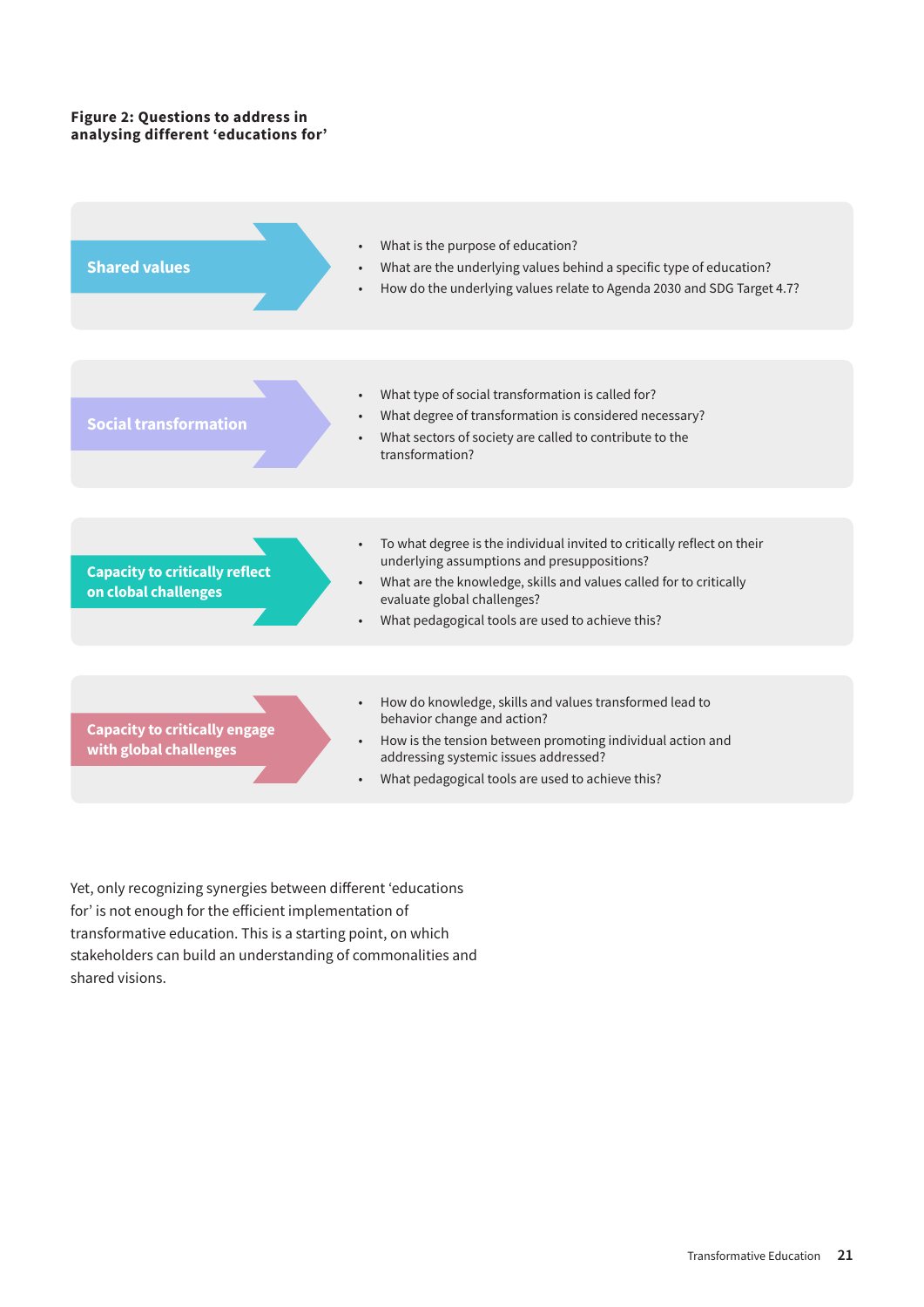**Figure 2: Questions to address in analysing different 'educations for'**

**Shared values**

- What is the purpose of education?
- What are the underlying values behind a specific type of education?
- How do the underlying values relate to Agenda 2030 and SDG Target 4.7?

**Social transformation**

- What type of social transformation is called for?
- What degree of transformation is considered necessary?
- What sectors of society are called to contribute to the transformation?

**Capacity to critically reflect on clobal challenges**

- To what degree is the individual invited to critically reflect on their underlying assumptions and presuppositions?
- What are the knowledge, skills and values called for to critically evaluate global challenges?
- What pedagogical tools are used to achieve this?

**Capacity to critically engage with global challenges**

- How do knowledge, skills and values transformed lead to behavior change and action?
- How is the tension between promoting individual action and addressing systemic issues addressed?
- What pedagogical tools are used to achieve this?

Yet, only recognizing synergies between different 'educations for' is not enough for the efficient implementation of transformative education. This is a starting point, on which stakeholders can build an understanding of commonalities and shared visions.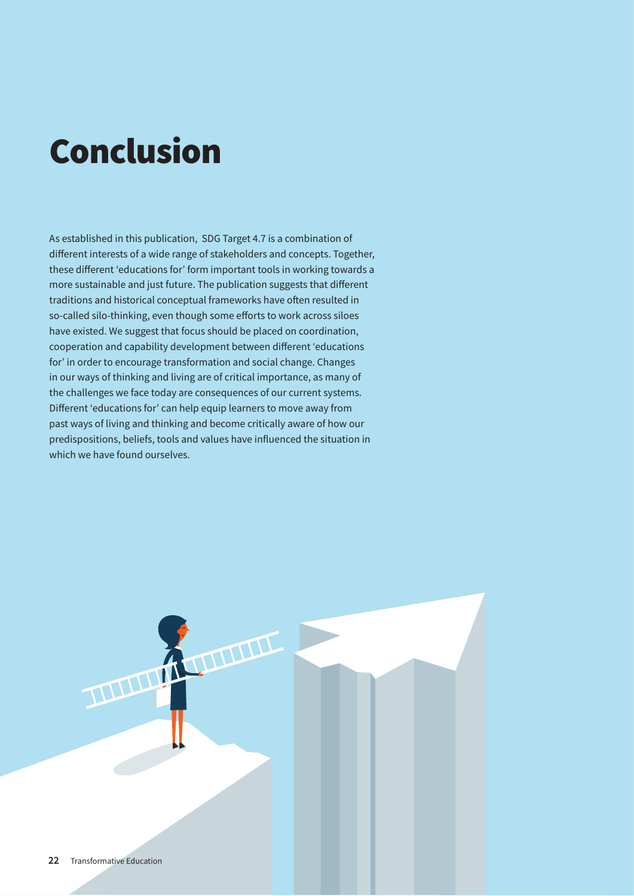# Conclusion

As established in this publication, SDG Target 4.7 is a combination of different interests of a wide range of stakeholders and concepts. Together, these different 'educations for' form important tools in working towards a more sustainable and just future. The publication suggests that different traditions and historical conceptual frameworks have often resulted in so-called silo-thinking, even though some efforts to work across siloes have existed. We suggest that focus should be placed on coordination, cooperation and capability development between different 'educations for' in order to encourage transformation and social change. Changes in our ways of thinking and living are of critical importance, as many of the challenges we face today are consequences of our current systems. Different 'educations for' can help equip learners to move away from past ways of living and thinking and become critically aware of how our predispositions, beliefs, tools and values have influenced the situation in which we have found ourselves.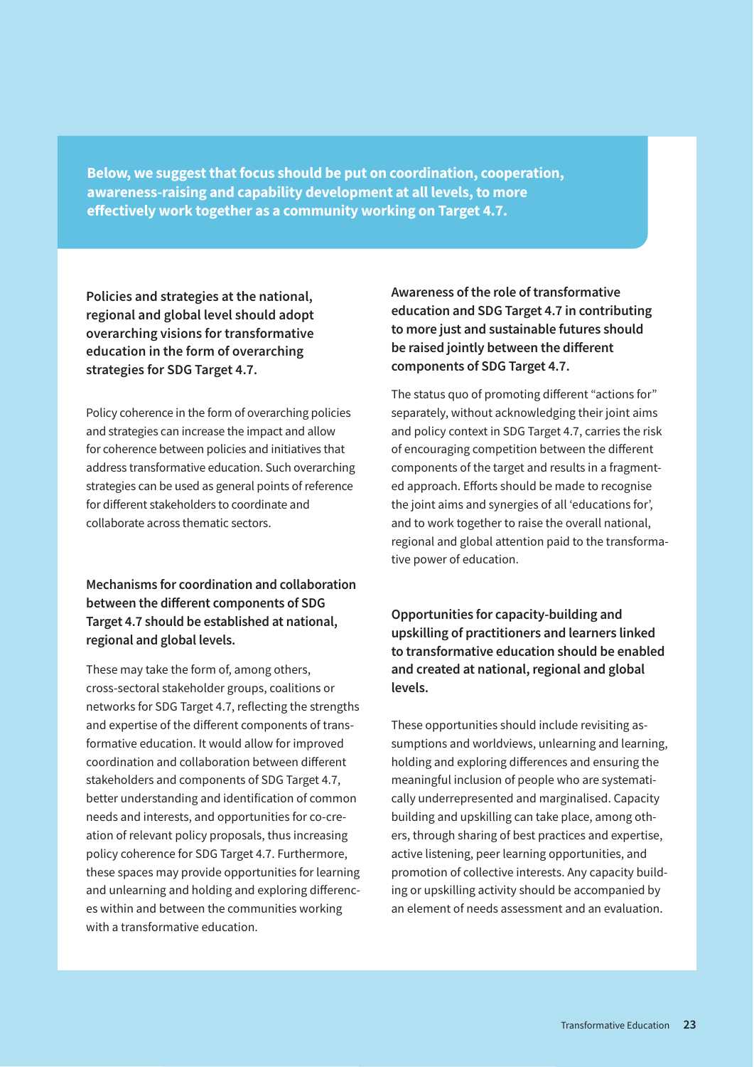**Below, we suggest that focus should be put on coordination, cooperation, awareness-raising and capability development at all levels, to more effectively work together as a community working on Target 4.7.**

**Policies and strategies at the national, regional and global level should adopt overarching visions for transformative education in the form of overarching strategies for SDG Target 4.7.**

Policy coherence in the form of overarching policies and strategies can increase the impact and allow for coherence between policies and initiatives that address transformative education. Such overarching strategies can be used as general points of reference for different stakeholders to coordinate and collaborate across thematic sectors.

**Mechanisms for coordination and collaboration between the different components of SDG Target 4.7 should be established at national, regional and global levels.**

These may take the form of, among others, cross-sectoral stakeholder groups, coalitions or networks for SDG Target 4.7, reflecting the strengths and expertise of the different components of transformative education. It would allow for improved coordination and collaboration between different stakeholders and components of SDG Target 4.7, better understanding and identification of common needs and interests, and opportunities for co-creation of relevant policy proposals, thus increasing policy coherence for SDG Target 4.7. Furthermore, these spaces may provide opportunities for learning and unlearning and holding and exploring differences within and between the communities working with a transformative education.

**Awareness of the role of transformative education and SDG Target 4.7 in contributing to more just and sustainable futures should be raised jointly between the different components of SDG Target 4.7.**

The status quo of promoting different "actions for" separately, without acknowledging their joint aims and policy context in SDG Target 4.7, carries the risk of encouraging competition between the different components of the target and results in a fragmented approach. Efforts should be made to recognise the joint aims and synergies of all 'educations for', and to work together to raise the overall national, regional and global attention paid to the transformative power of education.

**Opportunities for capacity-building and upskilling of practitioners and learners linked to transformative education should be enabled and created at national, regional and global levels.**

These opportunities should include revisiting assumptions and worldviews, unlearning and learning, holding and exploring differences and ensuring the meaningful inclusion of people who are systematically underrepresented and marginalised. Capacity building and upskilling can take place, among others, through sharing of best practices and expertise, active listening, peer learning opportunities, and promotion of collective interests. Any capacity building or upskilling activity should be accompanied by an element of needs assessment and an evaluation.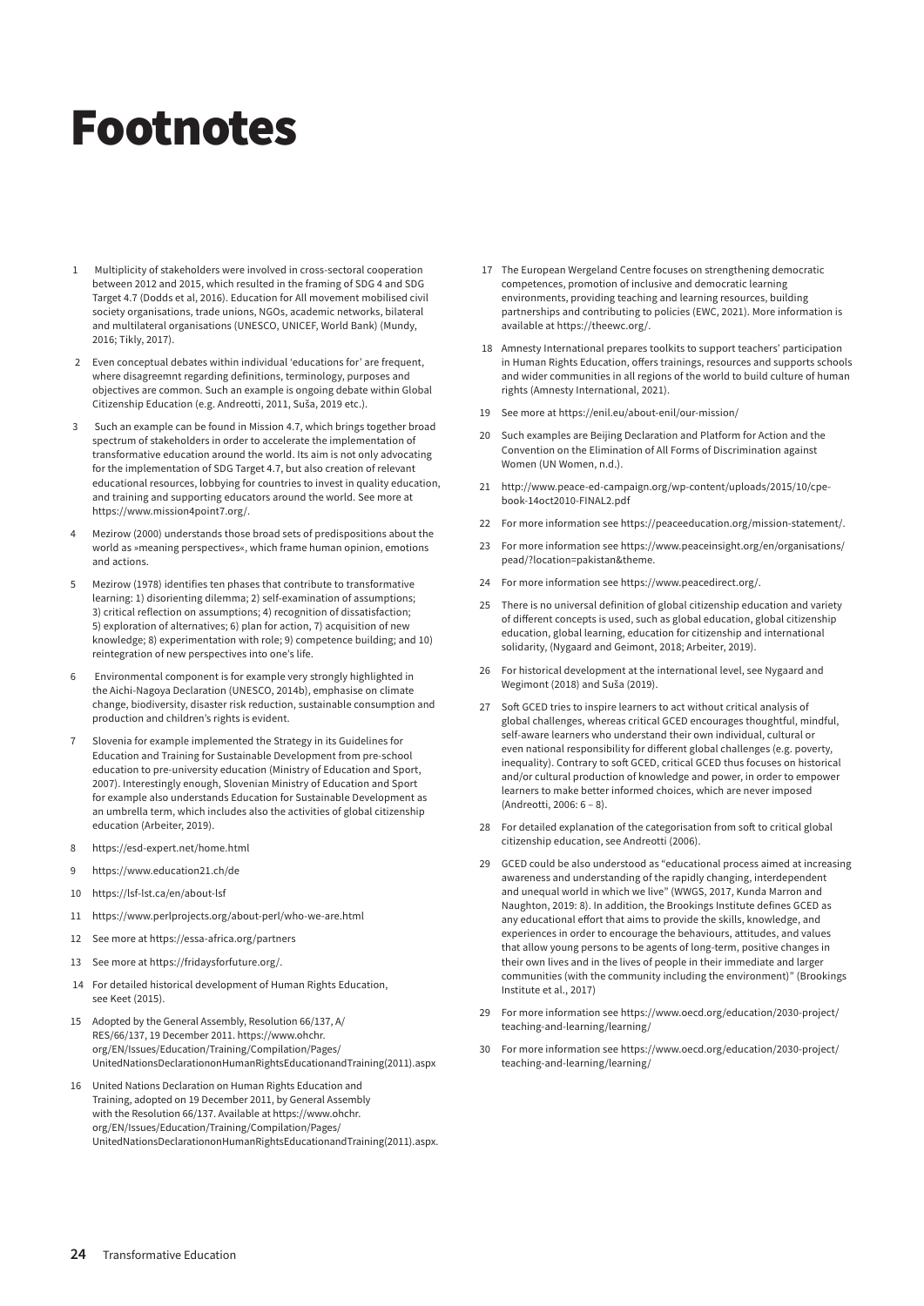# Footnotes

1. Multiplicity of stakeholders were involved in cross-sectoral cooperation between 2012 and 2015, which resulted in the framing of SDG 4 and SDG Target 4.7 (Dodds et al, 2016). Education for All movement mobilised civil society organisations, trade unions, NGOs, academic networks, bilateral and multilateral organisations (UNESCO, UNICEF, World Bank) (Mundy, 2016; Tikly, 2017).

2. Even conceptual debates within individual 'educations for' are frequent, where disagreemnt regarding definitions, terminology, purposes and objectives are common. Such an example is ongoing debate within Global Citizenship Education (e.g. Andreotti, 2011, Suša, 2019 etc.).

3. Such an example can be found in Mission 4.7, which brings together broad spectrum of stakeholders in order to accelerate the implementation of transformative education around the world. Its aim is not only advocating for the implementation of SDG Target 4.7, but also creation of relevant educational resources, lobbying for countries to invest in quality education, and training and supporting educators around the world. See more at https://www.mission4point7.org/.

4. Mezirow (2000) understands those broad sets of predispositions about the world as »meaning perspectives«, which frame human opinion, emotions and actions.

5. Mezirow (1978) identifies ten phases that contribute to transformative learning: 1) disorienting dilemma; 2) self-examination of assumptions; 3) critical reflection on assumptions; 4) recognition of dissatisfaction; 5) exploration of alternatives; 6) plan for action, 7) acquisition of new knowledge; 8) experimentation with role; 9) competence building; and 10) reintegration of new perspectives into one's life.

6. Environmental component is for example very strongly highlighted in the Aichi-Nagoya Declaration (UNESCO, 2014b), emphasise on climate change, biodiversity, disaster risk reduction, sustainable consumption and production and children's rights is evident.

7. Slovenia for example implemented the Strategy in its Guidelines for Education and Training for Sustainable Development from pre-school education to pre-university education (Ministry of Education and Sport, 2007). Interestingly enough, Slovenian Ministry of Education and Sport for example also understands Education for Sustainable Development as an umbrella term, which includes also the activities of global citizenship education (Arbeiter, 2019).

8. https://esd-expert.net/home.html

9. https://www.education21.ch/de

10. https://lsf-lst.ca/en/about-lsf

11. https://www.perlprojects.org/about-perl/who-we-are.html

12. See more at https://essa-africa.org/partners

13. See more at https://fridaysforfuture.org/.

14. For detailed historical development of Human Rights Education, see Keet (2015).

15. Adopted by the General Assembly, Resolution 66/137, A/RES/66/137, 19 December 2011. https://www.ohchr.org/EN/Issues/Education/Training/Compilation/Pages/UnitedNationsDeclarationonHumanRightsEducationandTraining(2011).aspx

16. United Nations Declaration on Human Rights Education and Training, adopted on 19 December 2011, by General Assembly with the Resolution 66/137. Available at https://www.ohchr.org/EN/Issues/Education/Training/Compilation/Pages/UnitedNationsDeclarationonHumanRightsEducationandTraining(2011).aspx.

17. The European Wergeland Centre focuses on strengthening democratic competences, promotion of inclusive and democratic learning environments, providing teaching and learning resources, building partnerships and contributing to policies (EWC, 2021). More information is available at https://theewc.org/.

18. Amnesty International prepares toolkits to support teachers' participation in Human Rights Education, offers trainings, resources and supports schools and wider communities in all regions of the world to build culture of human rights (Amnesty International, 2021).

19. See more at https://enil.eu/about-enil/our-mission/

20. Such examples are Beijing Declaration and Platform for Action and the Convention on the Elimination of All Forms of Discrimination against Women (UN Women, n.d.).

21. http://www.peace-ed-campaign.org/wp-content/uploads/2015/10/cpe-book-14oct2010-FINAL2.pdf

22. For more information see https://peaceeducation.org/mission-statement/.

23. For more information see https://www.peaceinsight.org/en/organisations/pead/?location=pakistan&theme.

24. For more information see https://www.peacedirect.org/.

25. There is no universal definition of global citizenship education and variety of different concepts is used, such as global education, global citizenship education, global learning, education for citizenship and international solidarity, (Nygaard and Geimont, 2018; Arbeiter, 2019).

26. For historical development at the international level, see Nygaard and Wegimont (2018) and Suša (2019).

27. Soft GCED tries to inspire learners to act without critical analysis of global challenges, whereas critical GCED encourages thoughtful, mindful, self-aware learners who understand their own individual, cultural or even national responsibility for different global challenges (e.g. poverty, inequality). Contrary to soft GCED, critical GCED thus focuses on historical and/or cultural production of knowledge and power, in order to empower learners to make better informed choices, which are never imposed (Andreotti, 2006: 6 – 8).

28. For detailed explanation of the categorisation from soft to critical global citizenship education, see Andreotti (2006).

29. GCED could be also understood as "educational process aimed at increasing awareness and understanding of the rapidly changing, interdependent and unequal world in which we live" (WWGS, 2017, Kunda Marron and Naughton, 2019: 8). In addition, the Brookings Institute defines GCED as any educational effort that aims to provide the skills, knowledge, and experiences in order to encourage the behaviours, attitudes, and values that allow young persons to be agents of long-term, positive changes in their own lives and in the lives of people in their immediate and larger communities (with the community including the environment)" (Brookings Institute et al., 2017)

29. For more information see https://www.oecd.org/education/2030-project/teaching-and-learning/learning/

30. For more information see https://www.oecd.org/education/2030-project/teaching-and-learning/learning/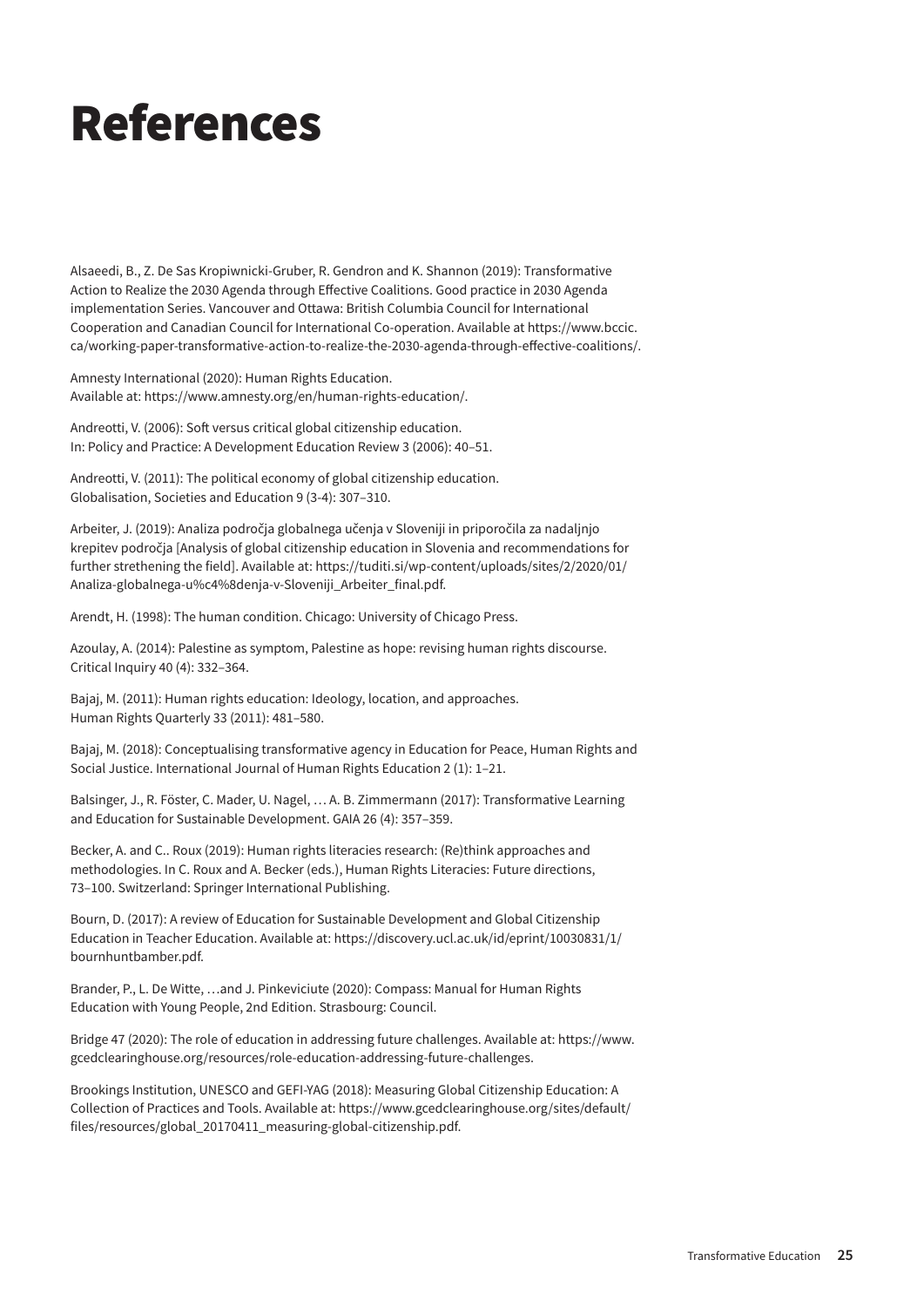# References

Alsaeedi, B., Z. De Sas Kropiwnicki-Gruber, R. Gendron and K. Shannon (2019): Transformative Action to Realize the 2030 Agenda through Effective Coalitions. Good practice in 2030 Agenda implementation Series. Vancouver and Ottawa: British Columbia Council for International Cooperation and Canadian Council for International Co-operation. Available at https://www.bccic.ca/working-paper-transformative-action-to-realize-the-2030-agenda-through-effective-coalitions/.

Amnesty International (2020): Human Rights Education.
Available at: https://www.amnesty.org/en/human-rights-education/.

Andreotti, V. (2006): Soft versus critical global citizenship education.
In: Policy and Practice: A Development Education Review 3 (2006): 40–51.

Andreotti, V. (2011): The political economy of global citizenship education.
Globalisation, Societies and Education 9 (3-4): 307–310.

Arbeiter, J. (2019): Analiza področja globalnega učenja v Sloveniji in priporočila za nadaljnjo krepitev področja [Analysis of global citizenship education in Slovenia and recommendations for further strethening the field]. Available at: https://tuditi.si/wp-content/uploads/sites/2/2020/01/Analiza-globalnega-u%c4%8denja-v-Sloveniji_Arbeiter_final.pdf.

Arendt, H. (1998): The human condition. Chicago: University of Chicago Press.

Azoulay, A. (2014): Palestine as symptom, Palestine as hope: revising human rights discourse. Critical Inquiry 40 (4): 332–364.

Bajaj, M. (2011): Human rights education: Ideology, location, and approaches.
Human Rights Quarterly 33 (2011): 481–580.

Bajaj, M. (2018): Conceptualising transformative agency in Education for Peace, Human Rights and Social Justice. International Journal of Human Rights Education 2 (1): 1–21.

Balsinger, J., R. Föster, C. Mader, U. Nagel, … A. B. Zimmermann (2017): Transformative Learning and Education for Sustainable Development. GAIA 26 (4): 357–359.

Becker, A. and C.. Roux (2019): Human rights literacies research: (Re)think approaches and methodologies. In C. Roux and A. Becker (eds.), Human Rights Literacies: Future directions, 73–100. Switzerland: Springer International Publishing.

Bourn, D. (2017): A review of Education for Sustainable Development and Global Citizenship Education in Teacher Education. Available at: https://discovery.ucl.ac.uk/id/eprint/10030831/1/bournhuntbamber.pdf.

Brander, P., L. De Witte, …and J. Pinkeviciute (2020): Compass: Manual for Human Rights Education with Young People, 2nd Edition. Strasbourg: Council.

Bridge 47 (2020): The role of education in addressing future challenges. Available at: https://www.gcedclearinghouse.org/resources/role-education-addressing-future-challenges.

Brookings Institution, UNESCO and GEFI-YAG (2018): Measuring Global Citizenship Education: A Collection of Practices and Tools. Available at: https://www.gcedclearinghouse.org/sites/default/files/resources/global_20170411_measuring-global-citizenship.pdf.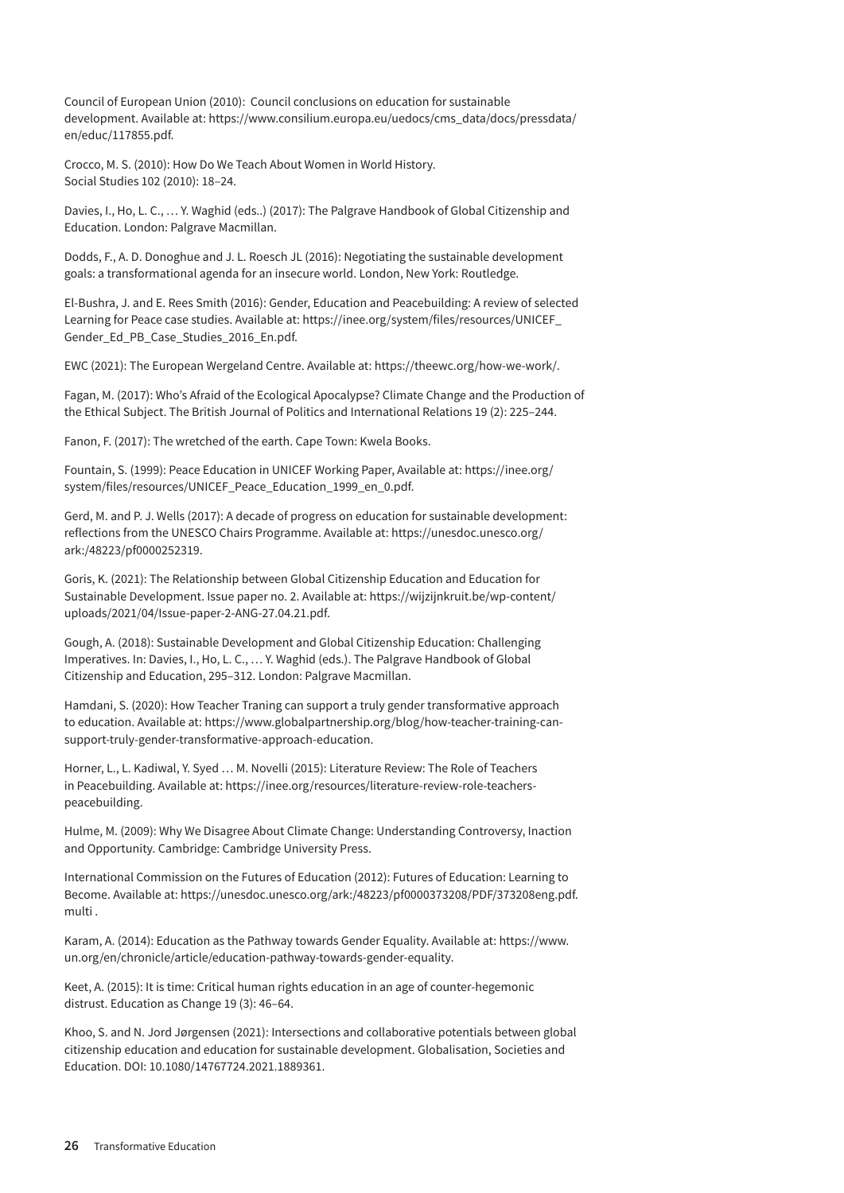Council of European Union (2010): Council conclusions on education for sustainable development. Available at: https://www.consilium.europa.eu/uedocs/cms_data/docs/pressdata/en/educ/117855.pdf.

Crocco, M. S. (2010): How Do We Teach About Women in World History. Social Studies 102 (2010): 18–24.

Davies, I., Ho, L. C., … Y. Waghid (eds..) (2017): The Palgrave Handbook of Global Citizenship and Education. London: Palgrave Macmillan.

Dodds, F., A. D. Donoghue and J. L. Roesch JL (2016): Negotiating the sustainable development goals: a transformational agenda for an insecure world. London, New York: Routledge.

El-Bushra, J. and E. Rees Smith (2016): Gender, Education and Peacebuilding: A review of selected Learning for Peace case studies. Available at: https://inee.org/system/files/resources/UNICEF_Gender_Ed_PB_Case_Studies_2016_En.pdf.

EWC (2021): The European Wergeland Centre. Available at: https://theewc.org/how-we-work/.

Fagan, M. (2017): Who's Afraid of the Ecological Apocalypse? Climate Change and the Production of the Ethical Subject. The British Journal of Politics and International Relations 19 (2): 225–244.

Fanon, F. (2017): The wretched of the earth. Cape Town: Kwela Books.

Fountain, S. (1999): Peace Education in UNICEF Working Paper, Available at: https://inee.org/system/files/resources/UNICEF_Peace_Education_1999_en_0.pdf.

Gerd, M. and P. J. Wells (2017): A decade of progress on education for sustainable development: reflections from the UNESCO Chairs Programme. Available at: https://unesdoc.unesco.org/ark:/48223/pf0000252319.

Goris, K. (2021): The Relationship between Global Citizenship Education and Education for Sustainable Development. Issue paper no. 2. Available at: https://wijzijnkruit.be/wp-content/uploads/2021/04/Issue-paper-2-ANG-27.04.21.pdf.

Gough, A. (2018): Sustainable Development and Global Citizenship Education: Challenging Imperatives. In: Davies, I., Ho, L. C., … Y. Waghid (eds.). The Palgrave Handbook of Global Citizenship and Education, 295–312. London: Palgrave Macmillan.

Hamdani, S. (2020): How Teacher Traning can support a truly gender transformative approach to education. Available at: https://www.globalpartnership.org/blog/how-teacher-training-can-support-truly-gender-transformative-approach-education.

Horner, L., L. Kadiwal, Y. Syed … M. Novelli (2015): Literature Review: The Role of Teachers in Peacebuilding. Available at: https://inee.org/resources/literature-review-role-teachers-peacebuilding.

Hulme, M. (2009): Why We Disagree About Climate Change: Understanding Controversy, Inaction and Opportunity. Cambridge: Cambridge University Press.

International Commission on the Futures of Education (2012): Futures of Education: Learning to Become. Available at: https://unesdoc.unesco.org/ark:/48223/pf0000373208/PDF/373208eng.pdf.multi .

Karam, A. (2014): Education as the Pathway towards Gender Equality. Available at: https://www.un.org/en/chronicle/article/education-pathway-towards-gender-equality.

Keet, A. (2015): It is time: Critical human rights education in an age of counter-hegemonic distrust. Education as Change 19 (3): 46–64.

Khoo, S. and N. Jord Jørgensen (2021): Intersections and collaborative potentials between global citizenship education and education for sustainable development. Globalisation, Societies and Education. DOI: 10.1080/14767724.2021.1889361.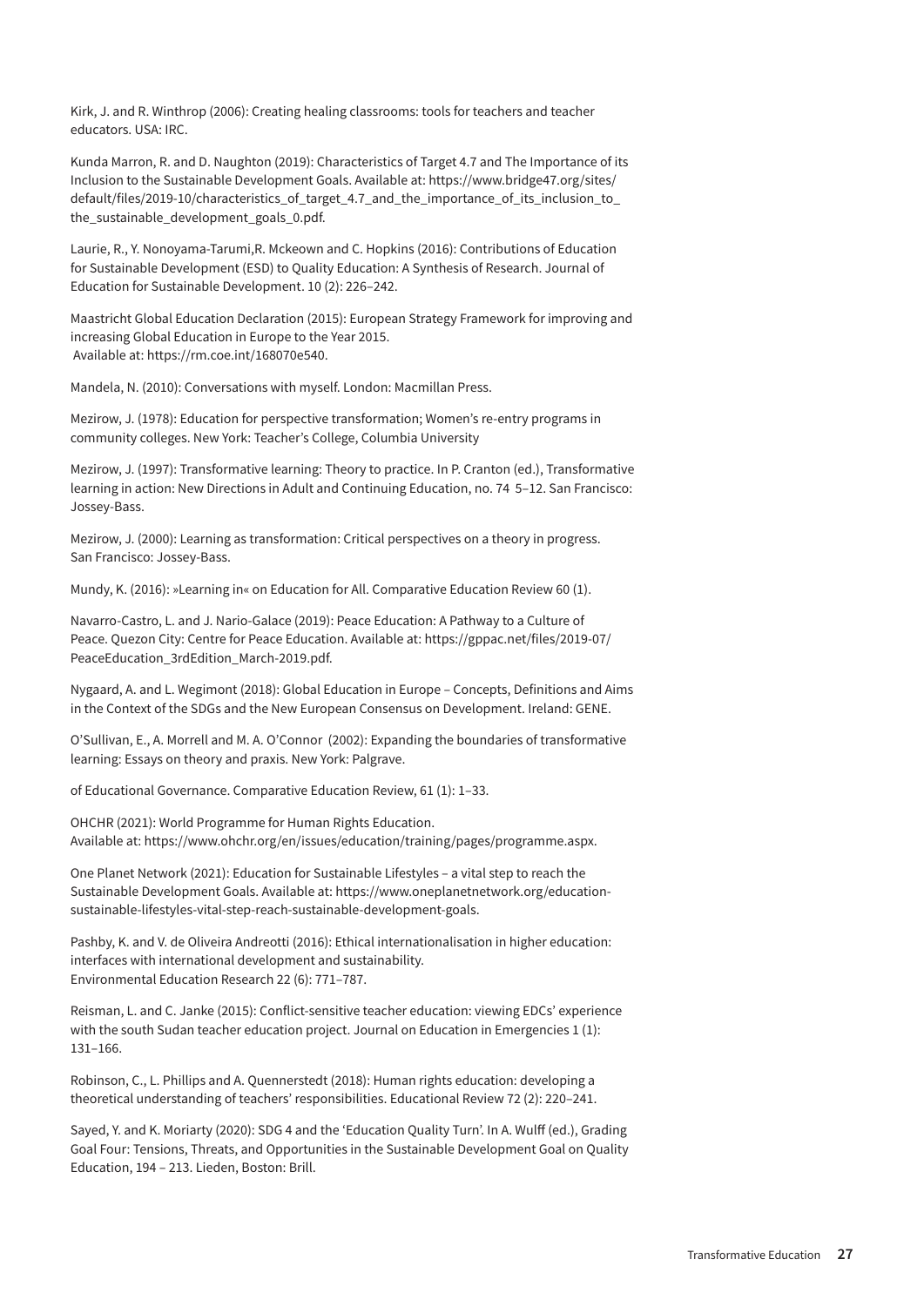Kirk, J. and R. Winthrop (2006): Creating healing classrooms: tools for teachers and teacher educators. USA: IRC.

Kunda Marron, R. and D. Naughton (2019): Characteristics of Target 4.7 and The Importance of its Inclusion to the Sustainable Development Goals. Available at: https://www.bridge47.org/sites/default/files/2019-10/characteristics_of_target_4.7_and_the_importance_of_its_inclusion_to_the_sustainable_development_goals_0.pdf.

Laurie, R., Y. Nonoyama-Tarumi,R. Mckeown and C. Hopkins (2016): Contributions of Education for Sustainable Development (ESD) to Quality Education: A Synthesis of Research. Journal of Education for Sustainable Development. 10 (2): 226–242.

Maastricht Global Education Declaration (2015): European Strategy Framework for improving and increasing Global Education in Europe to the Year 2015. Available at: https://rm.coe.int/168070e540.

Mandela, N. (2010): Conversations with myself. London: Macmillan Press.

Mezirow, J. (1978): Education for perspective transformation; Women's re-entry programs in community colleges. New York: Teacher's College, Columbia University

Mezirow, J. (1997): Transformative learning: Theory to practice. In P. Cranton (ed.), Transformative learning in action: New Directions in Adult and Continuing Education, no. 74 5–12. San Francisco: Jossey-Bass.

Mezirow, J. (2000): Learning as transformation: Critical perspectives on a theory in progress. San Francisco: Jossey-Bass.

Mundy, K. (2016): »Learning in« on Education for All. Comparative Education Review 60 (1).

Navarro-Castro, L. and J. Nario-Galace (2019): Peace Education: A Pathway to a Culture of Peace. Quezon City: Centre for Peace Education. Available at: https://gppac.net/files/2019-07/PeaceEducation_3rdEdition_March-2019.pdf.

Nygaard, A. and L. Wegimont (2018): Global Education in Europe – Concepts, Definitions and Aims in the Context of the SDGs and the New European Consensus on Development. Ireland: GENE.

O'Sullivan, E., A. Morrell and M. A. O'Connor (2002): Expanding the boundaries of transformative learning: Essays on theory and praxis. New York: Palgrave.

of Educational Governance. Comparative Education Review, 61 (1): 1–33.

OHCHR (2021): World Programme for Human Rights Education. Available at: https://www.ohchr.org/en/issues/education/training/pages/programme.aspx.

One Planet Network (2021): Education for Sustainable Lifestyles – a vital step to reach the Sustainable Development Goals. Available at: https://www.oneplanetnetwork.org/education-sustainable-lifestyles-vital-step-reach-sustainable-development-goals.

Pashby, K. and V. de Oliveira Andreotti (2016): Ethical internationalisation in higher education: interfaces with international development and sustainability. Environmental Education Research 22 (6): 771–787.

Reisman, L. and C. Janke (2015): Conflict-sensitive teacher education: viewing EDCs' experience with the south Sudan teacher education project. Journal on Education in Emergencies 1 (1): 131–166.

Robinson, C., L. Phillips and A. Quennerstedt (2018): Human rights education: developing a theoretical understanding of teachers' responsibilities. Educational Review 72 (2): 220–241.

Sayed, Y. and K. Moriarty (2020): SDG 4 and the 'Education Quality Turn'. In A. Wulff (ed.), Grading Goal Four: Tensions, Threats, and Opportunities in the Sustainable Development Goal on Quality Education, 194 – 213. Lieden, Boston: Brill.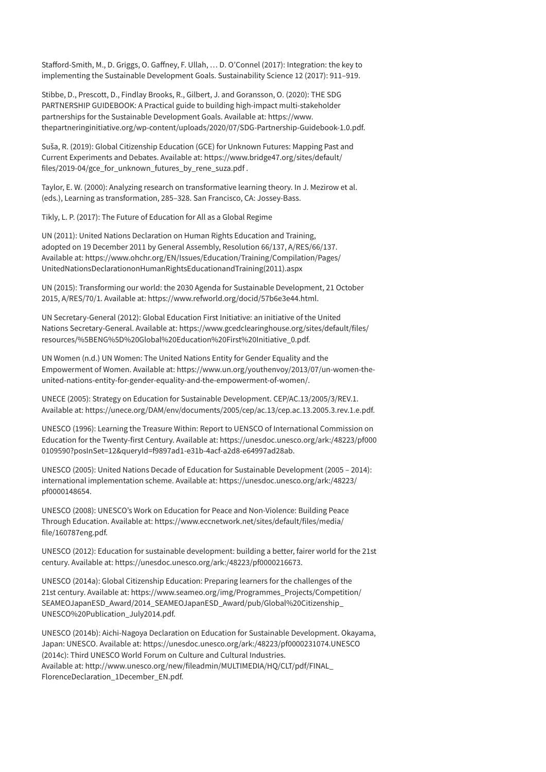Stafford-Smith, M., D. Griggs, O. Gaffney, F. Ullah, … D. O'Connel (2017): Integration: the key to implementing the Sustainable Development Goals. Sustainability Science 12 (2017): 911–919.

Stibbe, D., Prescott, D., Findlay Brooks, R., Gilbert, J. and Goransson, O. (2020): THE SDG PARTNERSHIP GUIDEBOOK: A Practical guide to building high-impact multi-stakeholder partnerships for the Sustainable Development Goals. Available at: https://www.thepartneringinitiative.org/wp-content/uploads/2020/07/SDG-Partnership-Guidebook-1.0.pdf.

Suša, R. (2019): Global Citizenship Education (GCE) for Unknown Futures: Mapping Past and Current Experiments and Debates. Available at: https://www.bridge47.org/sites/default/files/2019-04/gce_for_unknown_futures_by_rene_suza.pdf .

Taylor, E. W. (2000): Analyzing research on transformative learning theory. In J. Mezirow et al. (eds.), Learning as transformation, 285–328. San Francisco, CA: Jossey-Bass.

Tikly, L. P. (2017): The Future of Education for All as a Global Regime

UN (2011): United Nations Declaration on Human Rights Education and Training, adopted on 19 December 2011 by General Assembly, Resolution 66/137, A/RES/66/137. Available at: https://www.ohchr.org/EN/Issues/Education/Training/Compilation/Pages/UnitedNationsDeclarationonHumanRightsEducationandTraining(2011).aspx

UN (2015): Transforming our world: the 2030 Agenda for Sustainable Development, 21 October 2015, A/RES/70/1. Available at: https://www.refworld.org/docid/57b6e3e44.html.

UN Secretary-General (2012): Global Education First Initiative: an initiative of the United Nations Secretary-General. Available at: https://www.gcedclearinghouse.org/sites/default/files/resources/%5BENG%5D%20Global%20Education%20First%20Initiative_0.pdf.

UN Women (n.d.) UN Women: The United Nations Entity for Gender Equality and the Empowerment of Women. Available at: https://www.un.org/youthenvoy/2013/07/un-women-the-united-nations-entity-for-gender-equality-and-the-empowerment-of-women/.

UNECE (2005): Strategy on Education for Sustainable Development. CEP/AC.13/2005/3/REV.1. Available at: https://unece.org/DAM/env/documents/2005/cep/ac.13/cep.ac.13.2005.3.rev.1.e.pdf.

UNESCO (1996): Learning the Treasure Within: Report to UENSCO of International Commission on Education for the Twenty-first Century. Available at: https://unesdoc.unesco.org/ark:/48223/pf0000109590?posInSet=12&queryId=f9897ad1-e31b-4acf-a2d8-e64997ad28ab.

UNESCO (2005): United Nations Decade of Education for Sustainable Development (2005 – 2014): international implementation scheme. Available at: https://unesdoc.unesco.org/ark:/48223/pf0000148654.

UNESCO (2008): UNESCO's Work on Education for Peace and Non-Violence: Building Peace Through Education. Available at: https://www.eccnetwork.net/sites/default/files/media/file/160787eng.pdf.

UNESCO (2012): Education for sustainable development: building a better, fairer world for the 21st century. Available at: https://unesdoc.unesco.org/ark:/48223/pf0000216673.

UNESCO (2014a): Global Citizenship Education: Preparing learners for the challenges of the 21st century. Available at: https://www.seameo.org/img/Programmes_Projects/Competition/SEAMEOJapanESD_Award/2014_SEAMEOJapanESD_Award/pub/Global%20Citizenship_UNESCO%20Publication_July2014.pdf.

UNESCO (2014b): Aichi-Nagoya Declaration on Education for Sustainable Development. Okayama, Japan: UNESCO. Available at: https://unesdoc.unesco.org/ark:/48223/pf0000231074.UNESCO (2014c): Third UNESCO World Forum on Culture and Cultural Industries. Available at: http://www.unesco.org/new/fileadmin/MULTIMEDIA/HQ/CLT/pdf/FINAL_FlorenceDeclaration_1December_EN.pdf.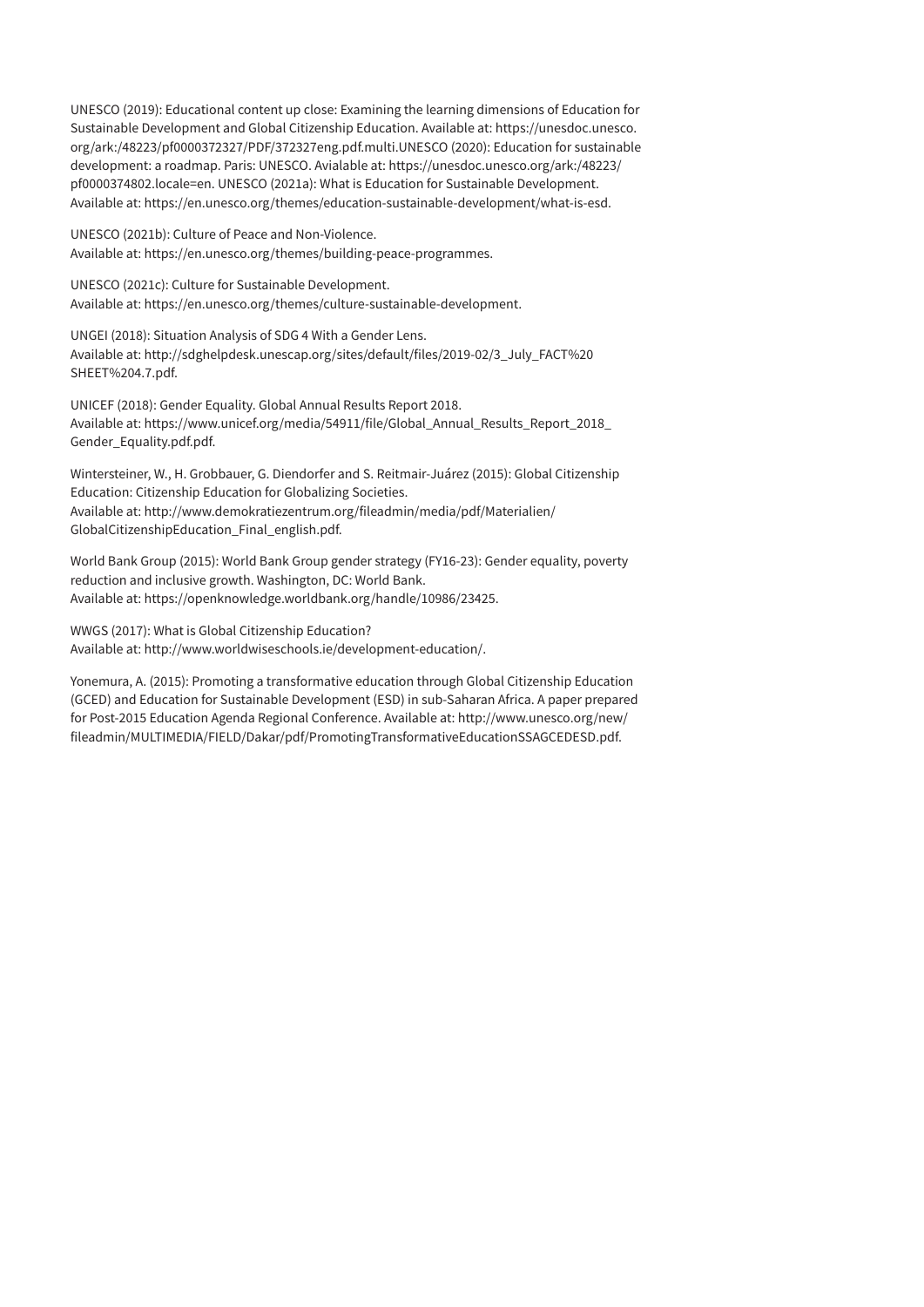UNESCO (2019): Educational content up close: Examining the learning dimensions of Education for Sustainable Development and Global Citizenship Education. Available at: https://unesdoc.unesco.org/ark:/48223/pf0000372327/PDF/372327eng.pdf.multi.UNESCO (2020): Education for sustainable development: a roadmap. Paris: UNESCO. Avialable at: https://unesdoc.unesco.org/ark:/48223/pf0000374802.locale=en. UNESCO (2021a): What is Education for Sustainable Development. Available at: https://en.unesco.org/themes/education-sustainable-development/what-is-esd.

UNESCO (2021b): Culture of Peace and Non-Violence.
Available at: https://en.unesco.org/themes/building-peace-programmes.

UNESCO (2021c): Culture for Sustainable Development.
Available at: https://en.unesco.org/themes/culture-sustainable-development.

UNGEI (2018): Situation Analysis of SDG 4 With a Gender Lens.
Available at: http://sdghelpdesk.unescap.org/sites/default/files/2019-02/3_July_FACT%20SHEET%204.7.pdf.

UNICEF (2018): Gender Equality. Global Annual Results Report 2018.
Available at: https://www.unicef.org/media/54911/file/Global_Annual_Results_Report_2018_Gender_Equality.pdf.pdf.

Wintersteiner, W., H. Grobbauer, G. Diendorfer and S. Reitmair-Juárez (2015): Global Citizenship Education: Citizenship Education for Globalizing Societies.
Available at: http://www.demokratiezentrum.org/fileadmin/media/pdf/Materialien/GlobalCitizenshipEducation_Final_english.pdf.

World Bank Group (2015): World Bank Group gender strategy (FY16-23): Gender equality, poverty reduction and inclusive growth. Washington, DC: World Bank.
Available at: https://openknowledge.worldbank.org/handle/10986/23425.

WWGS (2017): What is Global Citizenship Education?
Available at: http://www.worldwiseschools.ie/development-education/.

Yonemura, A. (2015): Promoting a transformative education through Global Citizenship Education (GCED) and Education for Sustainable Development (ESD) in sub-Saharan Africa. A paper prepared for Post-2015 Education Agenda Regional Conference. Available at: http://www.unesco.org/new/fileadmin/MULTIMEDIA/FIELD/Dakar/pdf/PromotingTransformativeEducationSSAGCEDESD.pdf.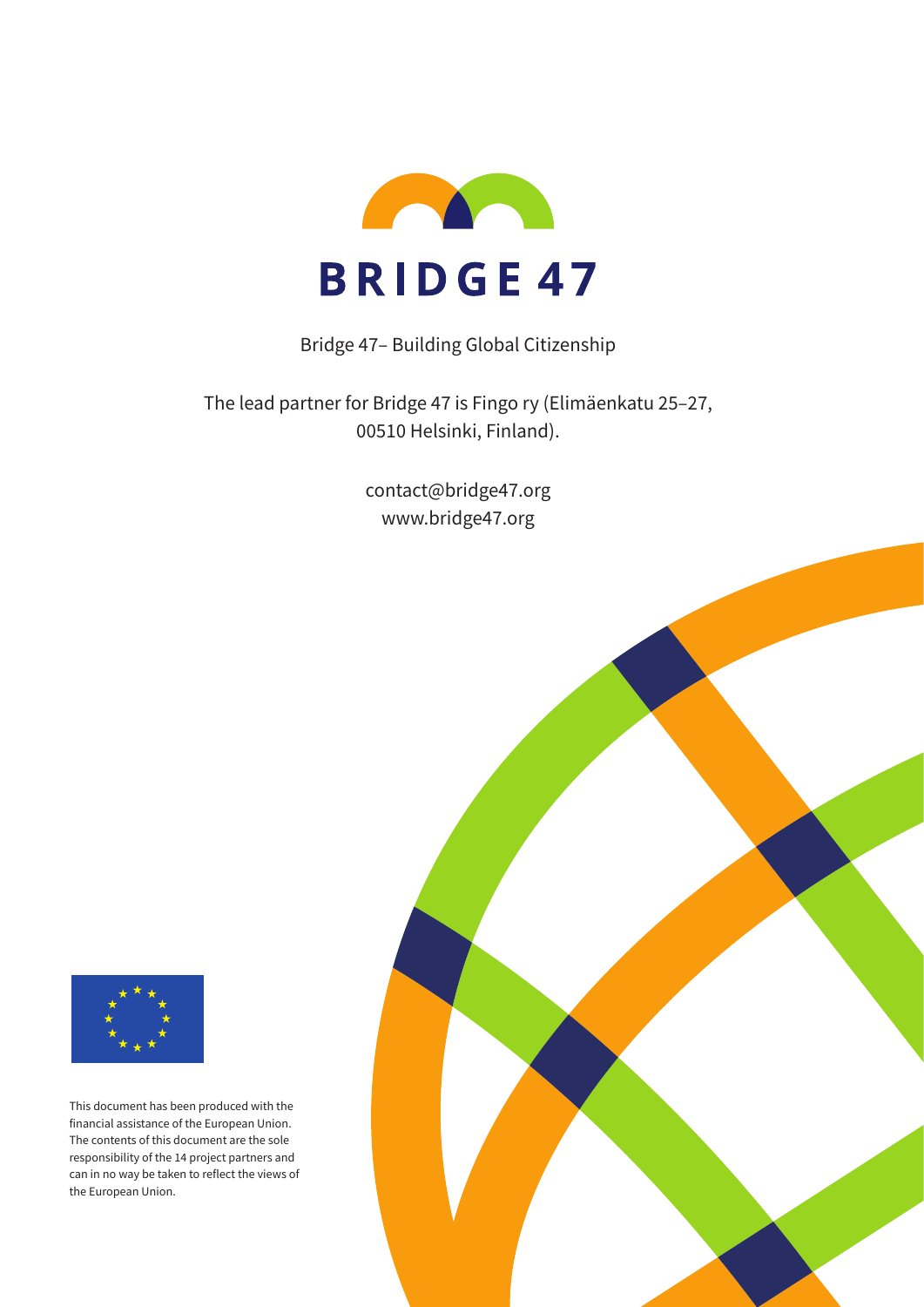# BRIDGE 47

Bridge 47– Building Global Citizenship

The lead partner for Bridge 47 is Fingo ry (Elimäenkatu 25–27, 00510 Helsinki, Finland).

contact@bridge47.org
www.bridge47.org

This document has been produced with the financial assistance of the European Union. The contents of this document are the sole responsibility of the 14 project partners and can in no way be taken to reflect the views of the European Union.